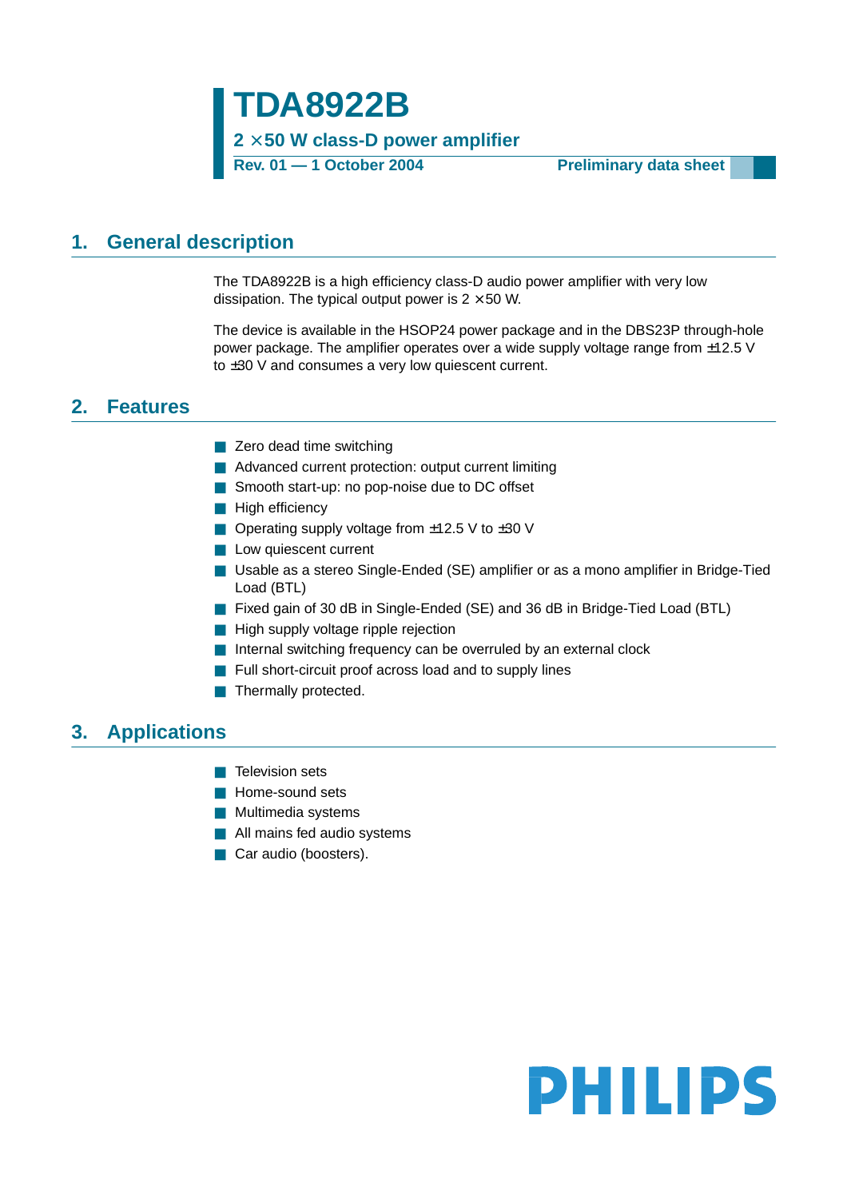# TDA8922B

**2 × 50 W class-D power amplifier**

**Rev. 01 — 1 October 2004** **Preliminary data sheet**

## 1. General description

The TDA8922B is a high efficiency class-D audio power amplifier with very low dissipation. The typical output power is 2 × 50 W.

The device is available in the HSOP24 power package and in the DBS23P through-hole power package. The amplifier operates over a wide supply voltage range from ±12.5 V to ±30 V and consumes a very low quiescent current.

## 2. Features

- Zero dead time switching
- Advanced current protection: output current limiting
- Smooth start-up: no pop-noise due to DC offset
- High efficiency
- Operating supply voltage from ±12.5 V to ±30 V
- Low quiescent current
- Usable as a stereo Single-Ended (SE) amplifier or as a mono amplifier in Bridge-Tied Load (BTL)
- Fixed gain of 30 dB in Single-Ended (SE) and 36 dB in Bridge-Tied Load (BTL)
- High supply voltage ripple rejection
- Internal switching frequency can be overruled by an external clock
- Full short-circuit proof across load and to supply lines
- Thermally protected.

## 3. Applications

- Television sets
- Home-sound sets
- Multimedia systems
- All mains fed audio systems
- Car audio (boosters).

PHILIPS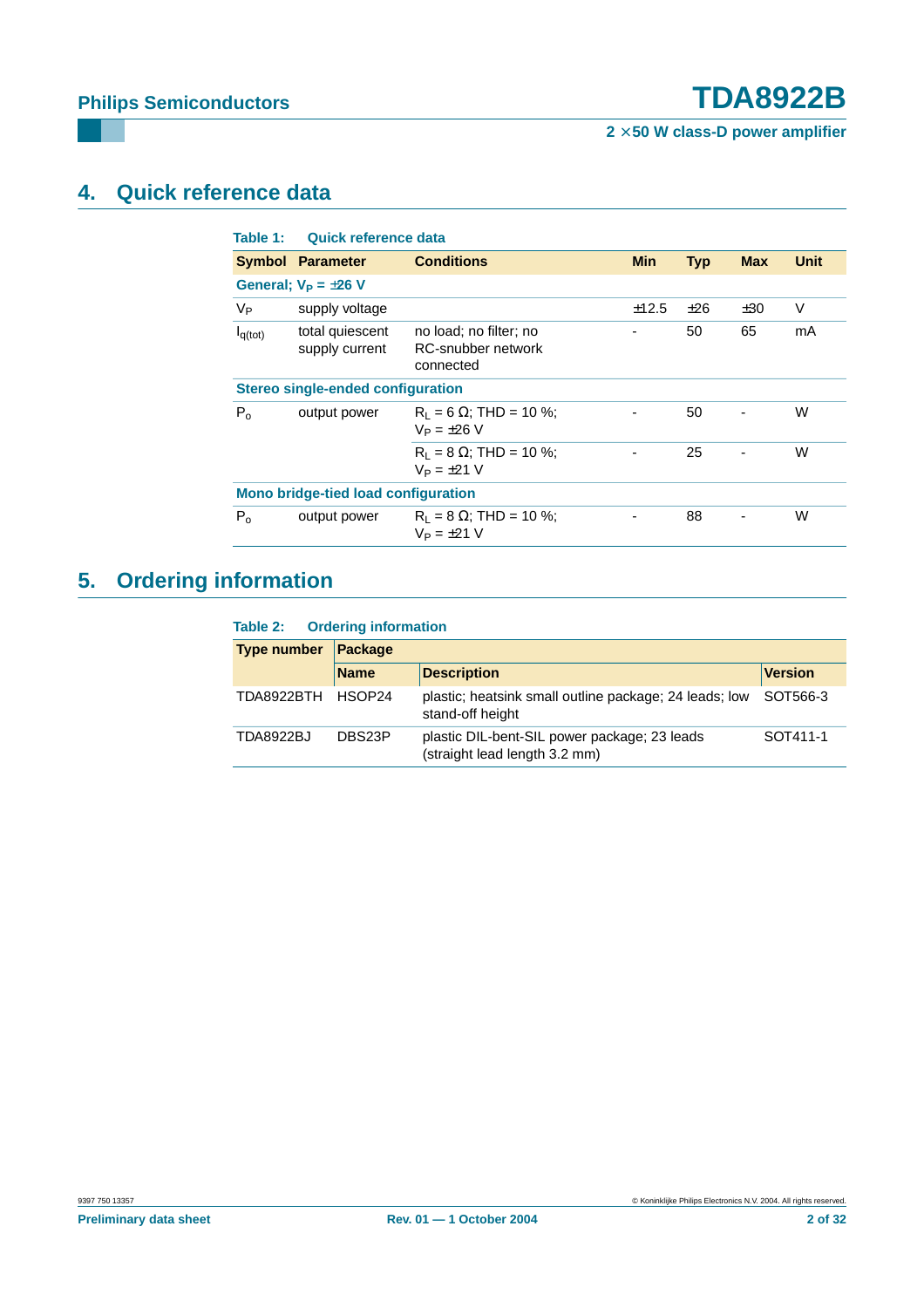## 4. Quick reference data

**Table 1: Quick reference data**

| Symbol | Parameter | Conditions | Min | Typ | Max | Unit |
|---|---|---|---|---|---|---|
| **General; $V_P$ = ±26 V** | | | | | | |
| $V_P$ | supply voltage | | ±12.5 | ±26 | ±30 | V |
| $I_{q(tot)}$ | total quiescent supply current | no load; no filter; no RC-snubber network connected | - | 50 | 65 | mA |
| **Stereo single-ended configuration** | | | | | | |
| $P_o$ | output power | $R_L$ = 6 Ω; THD = 10 %; $V_P$ = ±26 V | - | 50 | - | W |
| | | $R_L$ = 8 Ω; THD = 10 %; $V_P$ = ±21 V | - | 25 | - | W |
| **Mono bridge-tied load configuration** | | | | | | |
| $P_o$ | output power | $R_L$ = 8 Ω; THD = 10 %; $V_P$ = ±21 V | - | 88 | - | W |

## 5. Ordering information

**Table 2: Ordering information**

| Type number | Package | | |
|---|---|---|---|
| | Name | Description | Version |
| TDA8922BTH | HSOP24 | plastic; heatsink small outline package; 24 leads; low stand-off height | SOT566-3 |
| TDA8922BJ | DBS23P | plastic DIL-bent-SIL power package; 23 leads (straight lead length 3.2 mm) | SOT411-1 |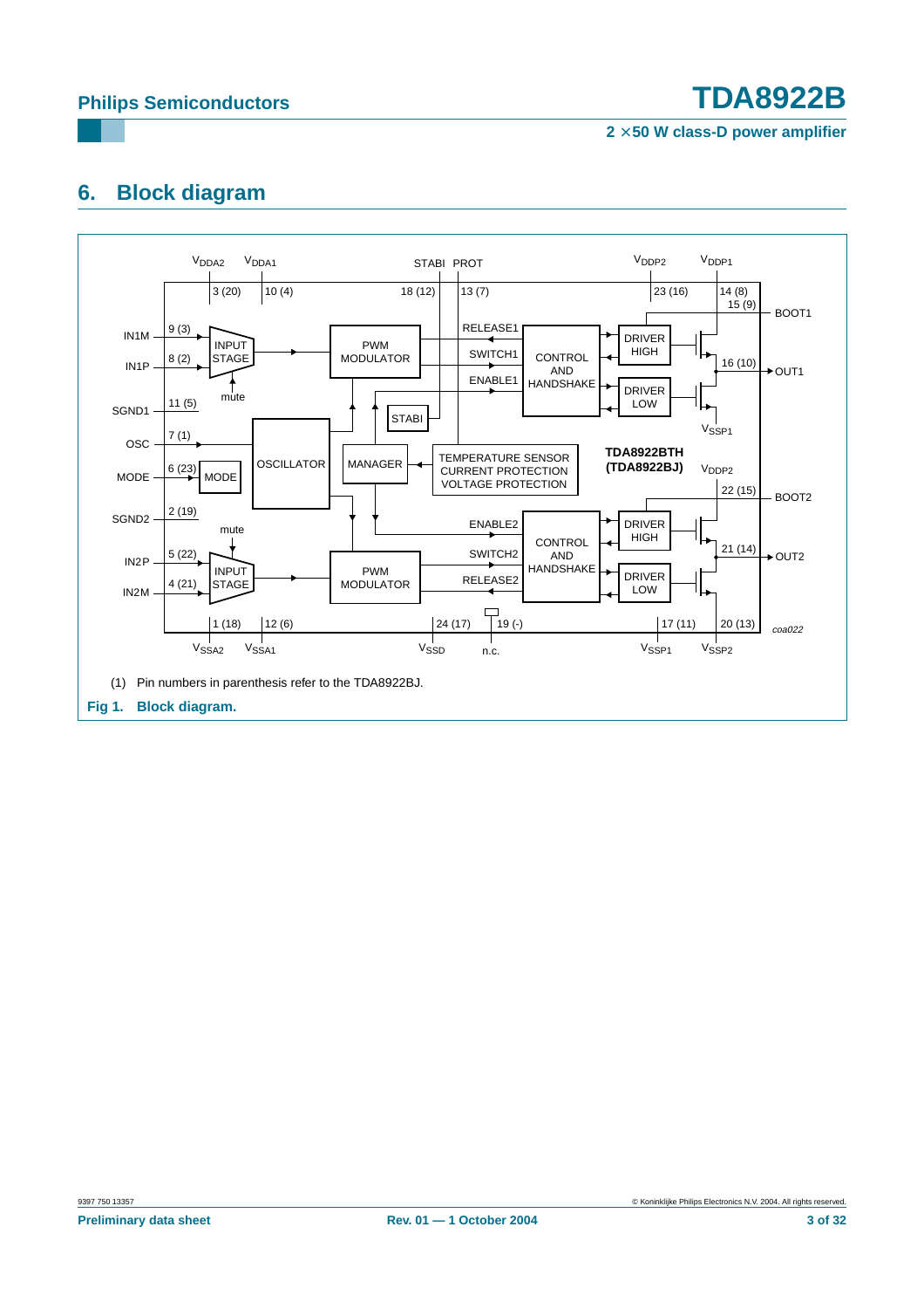## 6. Block diagram

(1) Pin numbers in parenthesis refer to the TDA8922BJ.

**Fig 1. Block diagram.**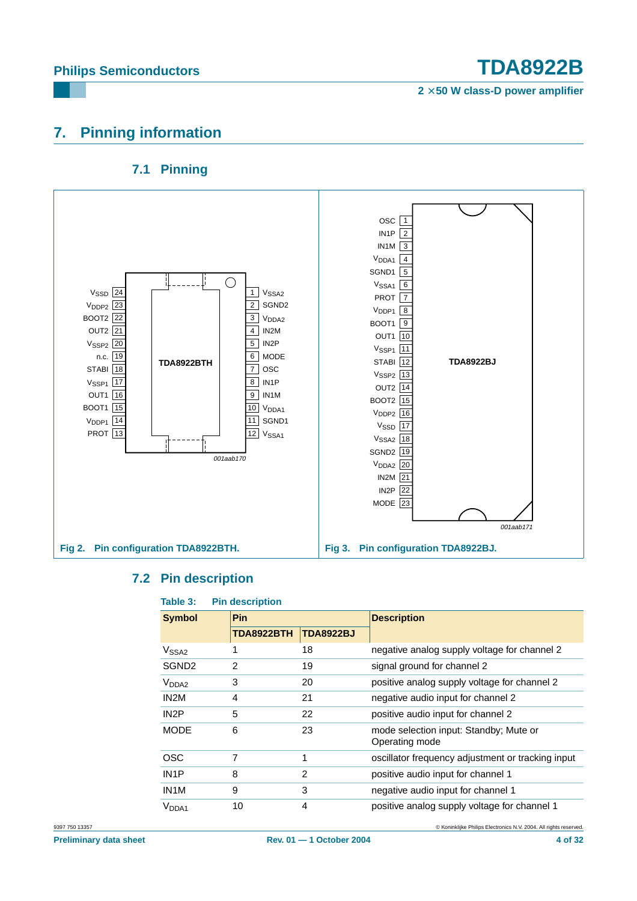## 7. Pinning information

### 7.1 Pinning

Fig 2. Pin configuration TDA8922BTH.

Fig 3. Pin configuration TDA8922BJ.

### 7.2 Pin description

**Table 3: Pin description**

| Symbol | Pin | | Description |
|---|---|---|---|
| | TDA8922BTH | TDA8922BJ | |
| $V_{SSA2}$ | 1 | 18 | negative analog supply voltage for channel 2 |
| SGND2 | 2 | 19 | signal ground for channel 2 |
| $V_{DDA2}$ | 3 | 20 | positive analog supply voltage for channel 2 |
| IN2M | 4 | 21 | negative audio input for channel 2 |
| IN2P | 5 | 22 | positive audio input for channel 2 |
| MODE | 6 | 23 | mode selection input: Standby; Mute or Operating mode |
| OSC | 7 | 1 | oscillator frequency adjustment or tracking input |
| IN1P | 8 | 2 | positive audio input for channel 1 |
| IN1M | 9 | 3 | negative audio input for channel 1 |
| $V_{DDA1}$ | 10 | 4 | positive analog supply voltage for channel 1 |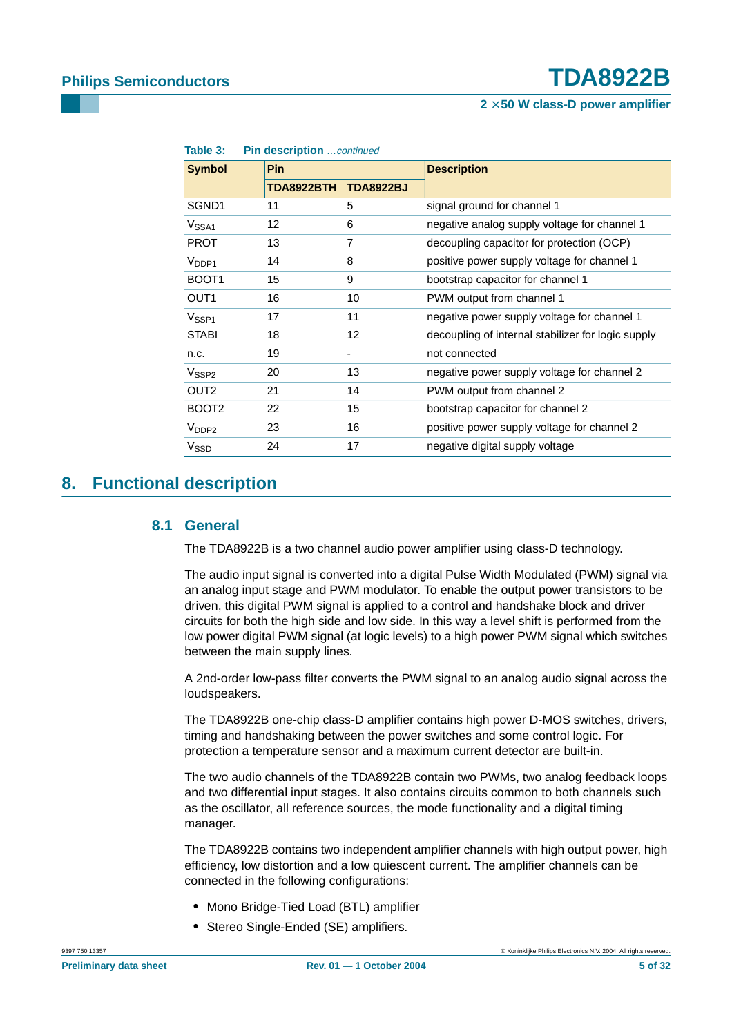**Table 3: Pin description** *…continued*

| Symbol | Pin | | Description |
|---|---|---|---|
| | TDA8922BTH | TDA8922BJ | |
| SGND1 | 11 | 5 | signal ground for channel 1 |
| $V_{SSA1}$ | 12 | 6 | negative analog supply voltage for channel 1 |
| PROT | 13 | 7 | decoupling capacitor for protection (OCP) |
| $V_{DDP1}$ | 14 | 8 | positive power supply voltage for channel 1 |
| BOOT1 | 15 | 9 | bootstrap capacitor for channel 1 |
| OUT1 | 16 | 10 | PWM output from channel 1 |
| $V_{SSP1}$ | 17 | 11 | negative power supply voltage for channel 1 |
| STABI | 18 | 12 | decoupling of internal stabilizer for logic supply |
| n.c. | 19 | - | not connected |
| $V_{SSP2}$ | 20 | 13 | negative power supply voltage for channel 2 |
| OUT2 | 21 | 14 | PWM output from channel 2 |
| BOOT2 | 22 | 15 | bootstrap capacitor for channel 2 |
| $V_{DDP2}$ | 23 | 16 | positive power supply voltage for channel 2 |
| $V_{SSD}$ | 24 | 17 | negative digital supply voltage |

## 8. Functional description

### 8.1 General

The TDA8922B is a two channel audio power amplifier using class-D technology.

The audio input signal is converted into a digital Pulse Width Modulated (PWM) signal via an analog input stage and PWM modulator. To enable the output power transistors to be driven, this digital PWM signal is applied to a control and handshake block and driver circuits for both the high side and low side. In this way a level shift is performed from the low power digital PWM signal (at logic levels) to a high power PWM signal which switches between the main supply lines.

A 2nd-order low-pass filter converts the PWM signal to an analog audio signal across the loudspeakers.

The TDA8922B one-chip class-D amplifier contains high power D-MOS switches, drivers, timing and handshaking between the power switches and some control logic. For protection a temperature sensor and a maximum current detector are built-in.

The two audio channels of the TDA8922B contain two PWMs, two analog feedback loops and two differential input stages. It also contains circuits common to both channels such as the oscillator, all reference sources, the mode functionality and a digital timing manager.

The TDA8922B contains two independent amplifier channels with high output power, high efficiency, low distortion and a low quiescent current. The amplifier channels can be connected in the following configurations:

- Mono Bridge-Tied Load (BTL) amplifier
- Stereo Single-Ended (SE) amplifiers.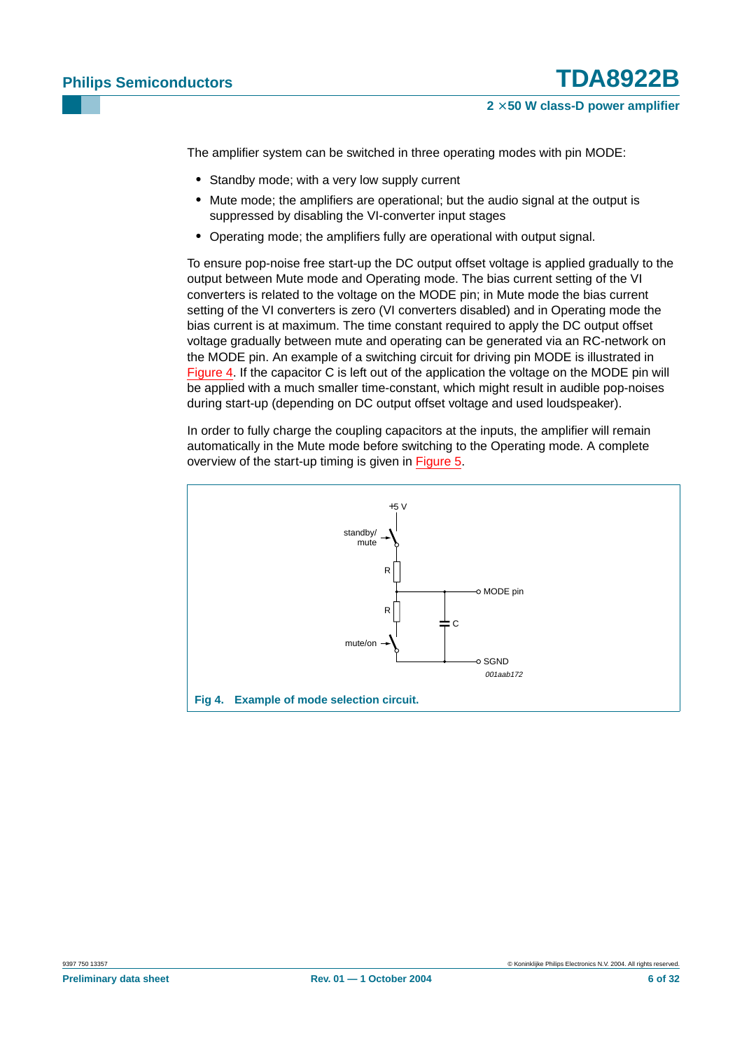The amplifier system can be switched in three operating modes with pin MODE:

- Standby mode; with a very low supply current
- Mute mode; the amplifiers are operational; but the audio signal at the output is suppressed by disabling the VI-converter input stages
- Operating mode; the amplifiers fully are operational with output signal.

To ensure pop-noise free start-up the DC output offset voltage is applied gradually to the output between Mute mode and Operating mode. The bias current setting of the VI converters is related to the voltage on the MODE pin; in Mute mode the bias current setting of the VI converters is zero (VI converters disabled) and in Operating mode the bias current is at maximum. The time constant required to apply the DC output offset voltage gradually between mute and operating can be generated via an RC-network on the MODE pin. An example of a switching circuit for driving pin MODE is illustrated in Figure 4. If the capacitor C is left out of the application the voltage on the MODE pin will be applied with a much smaller time-constant, which might result in audible pop-noises during start-up (depending on DC output offset voltage and used loudspeaker).

In order to fully charge the coupling capacitors at the inputs, the amplifier will remain automatically in the Mute mode before switching to the Operating mode. A complete overview of the start-up timing is given in Figure 5.

+5 V
standby/mute
R
MODE pin
R
C
mute/on
SGND
001aab172

**Fig 4. Example of mode selection circuit.**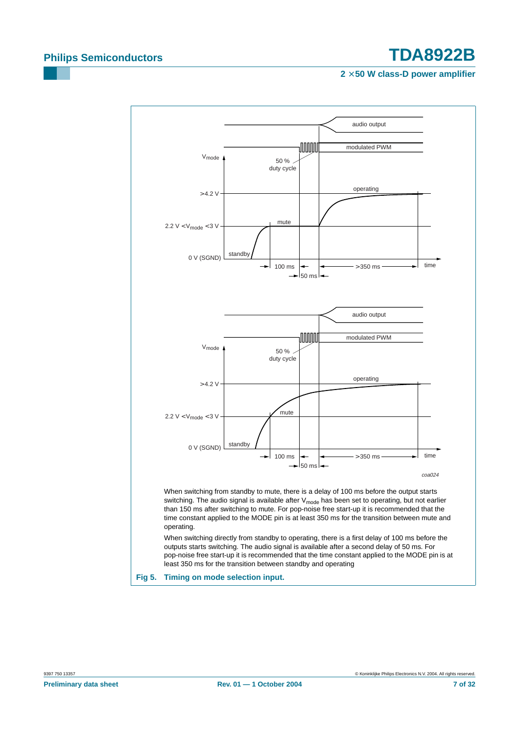When switching from standby to mute, there is a delay of 100 ms before the output starts switching. The audio signal is available after $V_{mode}$ has been set to operating, but not earlier than 150 ms after switching to mute. For pop-noise free start-up it is recommended that the time constant applied to the MODE pin is at least 350 ms for the transition between mute and operating.

When switching directly from standby to operating, there is a first delay of 100 ms before the outputs starts switching. The audio signal is available after a second delay of 50 ms. For pop-noise free start-up it is recommended that the time constant applied to the MODE pin is at least 350 ms for the transition between standby and operating

**Fig 5. Timing on mode selection input.**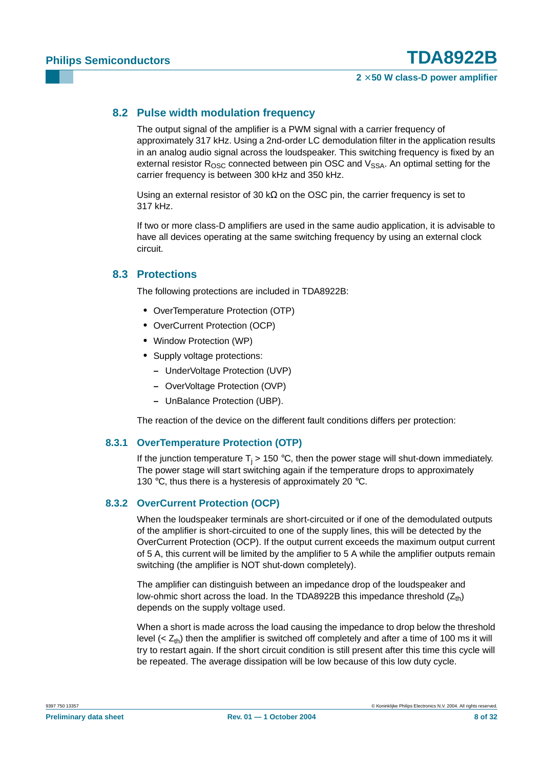## 8.2 Pulse width modulation frequency

The output signal of the amplifier is a PWM signal with a carrier frequency of approximately 317 kHz. Using a 2nd-order LC demodulation filter in the application results in an analog audio signal across the loudspeaker. This switching frequency is fixed by an external resistor $R_{OSC}$ connected between pin OSC and $V_{SSA}$. An optimal setting for the carrier frequency is between 300 kHz and 350 kHz.

Using an external resistor of 30 kΩ on the OSC pin, the carrier frequency is set to 317 kHz.

If two or more class-D amplifiers are used in the same audio application, it is advisable to have all devices operating at the same switching frequency by using an external clock circuit.

## 8.3 Protections

The following protections are included in TDA8922B:

- OverTemperature Protection (OTP)
- OverCurrent Protection (OCP)
- Window Protection (WP)
- Supply voltage protections:
  - UnderVoltage Protection (UVP)
  - OverVoltage Protection (OVP)
  - UnBalance Protection (UBP).

The reaction of the device on the different fault conditions differs per protection:

### 8.3.1 OverTemperature Protection (OTP)

If the junction temperature $T_j > 150$ °C, then the power stage will shut-down immediately. The power stage will start switching again if the temperature drops to approximately 130 °C, thus there is a hysteresis of approximately 20 °C.

### 8.3.2 OverCurrent Protection (OCP)

When the loudspeaker terminals are short-circuited or if one of the demodulated outputs of the amplifier is short-circuited to one of the supply lines, this will be detected by the OverCurrent Protection (OCP). If the output current exceeds the maximum output current of 5 A, this current will be limited by the amplifier to 5 A while the amplifier outputs remain switching (the amplifier is NOT shut-down completely).

The amplifier can distinguish between an impedance drop of the loudspeaker and low-ohmic short across the load. In the TDA8922B this impedance threshold ($Z_{th}$) depends on the supply voltage used.

When a short is made across the load causing the impedance to drop below the threshold level ($< Z_{th}$) then the amplifier is switched off completely and after a time of 100 ms it will try to restart again. If the short circuit condition is still present after this time this cycle will be repeated. The average dissipation will be low because of this low duty cycle.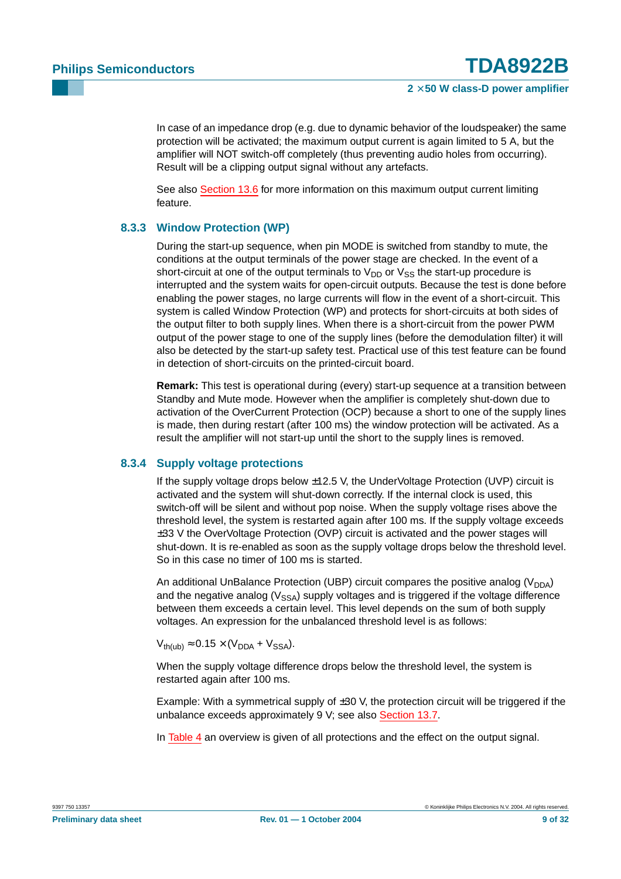In case of an impedance drop (e.g. due to dynamic behavior of the loudspeaker) the same protection will be activated; the maximum output current is again limited to 5 A, but the amplifier will NOT switch-off completely (thus preventing audio holes from occurring). Result will be a clipping output signal without any artefacts.

See also Section 13.6 for more information on this maximum output current limiting feature.

### 8.3.3 Window Protection (WP)

During the start-up sequence, when pin MODE is switched from standby to mute, the conditions at the output terminals of the power stage are checked. In the event of a short-circuit at one of the output terminals to $V_{DD}$ or $V_{SS}$ the start-up procedure is interrupted and the system waits for open-circuit outputs. Because the test is done before enabling the power stages, no large currents will flow in the event of a short-circuit. This system is called Window Protection (WP) and protects for short-circuits at both sides of the output filter to both supply lines. When there is a short-circuit from the power PWM output of the power stage to one of the supply lines (before the demodulation filter) it will also be detected by the start-up safety test. Practical use of this test feature can be found in detection of short-circuits on the printed-circuit board.

**Remark:** This test is operational during (every) start-up sequence at a transition between Standby and Mute mode. However when the amplifier is completely shut-down due to activation of the OverCurrent Protection (OCP) because a short to one of the supply lines is made, then during restart (after 100 ms) the window protection will be activated. As a result the amplifier will not start-up until the short to the supply lines is removed.

### 8.3.4 Supply voltage protections

If the supply voltage drops below ±12.5 V, the UnderVoltage Protection (UVP) circuit is activated and the system will shut-down correctly. If the internal clock is used, this switch-off will be silent and without pop noise. When the supply voltage rises above the threshold level, the system is restarted again after 100 ms. If the supply voltage exceeds ±33 V the OverVoltage Protection (OVP) circuit is activated and the power stages will shut-down. It is re-enabled as soon as the supply voltage drops below the threshold level. So in this case no timer of 100 ms is started.

An additional UnBalance Protection (UBP) circuit compares the positive analog ($V_{DDA}$) and the negative analog ($V_{SSA}$) supply voltages and is triggered if the voltage difference between them exceeds a certain level. This level depends on the sum of both supply voltages. An expression for the unbalanced threshold level is as follows:

$V_{th(ub)} \approx 0.15 \times (V_{DDA} + V_{SSA})$.

When the supply voltage difference drops below the threshold level, the system is restarted again after 100 ms.

Example: With a symmetrical supply of ±30 V, the protection circuit will be triggered if the unbalance exceeds approximately 9 V; see also Section 13.7.

In Table 4 an overview is given of all protections and the effect on the output signal.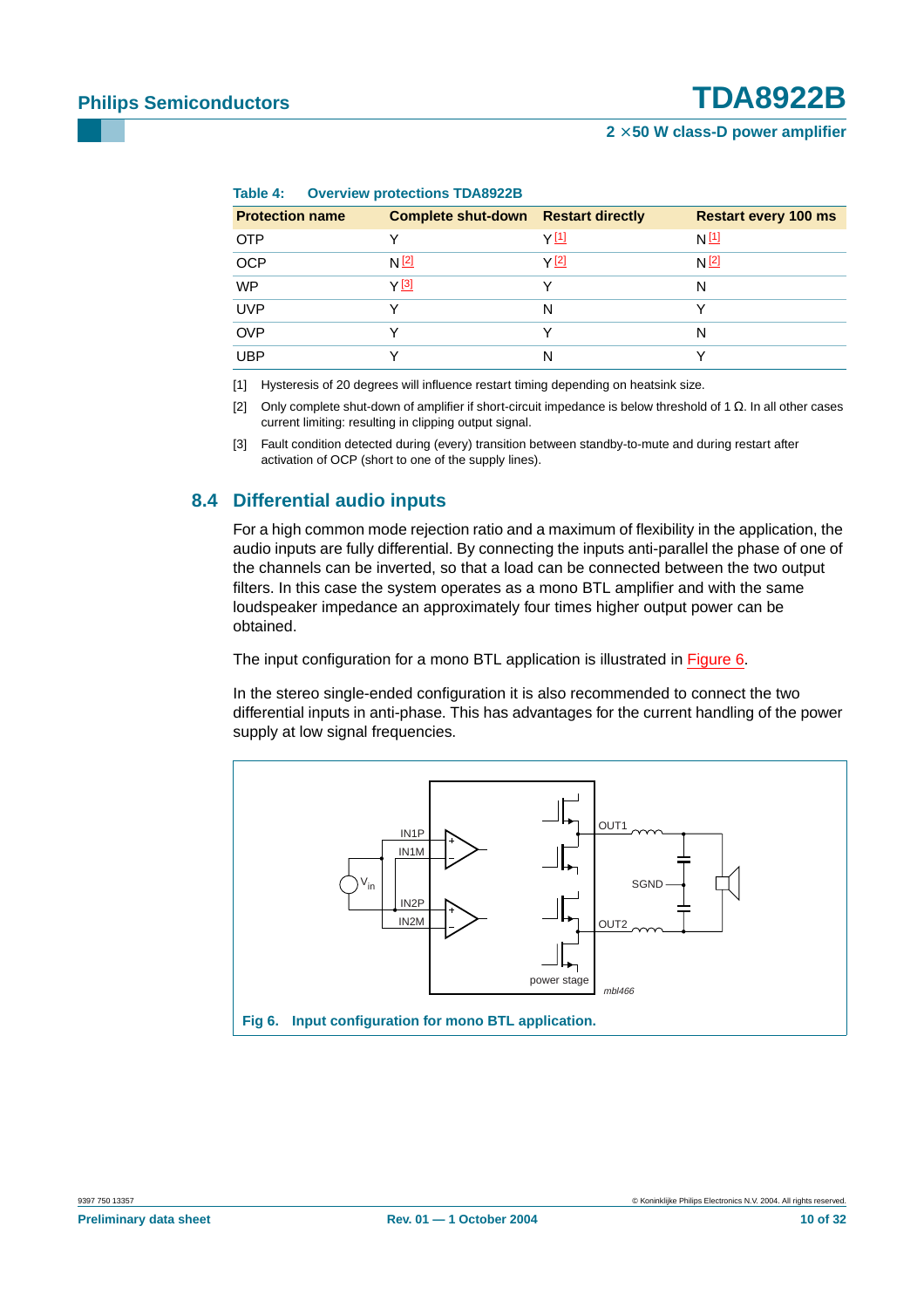**Table 4: Overview protections TDA8922B**

| Protection name | Complete shut-down | Restart directly | Restart every 100 ms |
|---|---|---|---|
| OTP | Y | Y [1] | N [1] |
| OCP | N [2] | Y [2] | N [2] |
| WP | Y [3] | Y | N |
| UVP | Y | N | Y |
| OVP | Y | Y | N |
| UBP | Y | N | Y |

[1] Hysteresis of 20 degrees will influence restart timing depending on heatsink size.

[2] Only complete shut-down of amplifier if short-circuit impedance is below threshold of 1 Ω. In all other cases current limiting: resulting in clipping output signal.

[3] Fault condition detected during (every) transition between standby-to-mute and during restart after activation of OCP (short to one of the supply lines).

## 8.4 Differential audio inputs

For a high common mode rejection ratio and a maximum of flexibility in the application, the audio inputs are fully differential. By connecting the inputs anti-parallel the phase of one of the channels can be inverted, so that a load can be connected between the two output filters. In this case the system operates as a mono BTL amplifier and with the same loudspeaker impedance an approximately four times higher output power can be obtained.

The input configuration for a mono BTL application is illustrated in Figure 6.

In the stereo single-ended configuration it is also recommended to connect the two differential inputs in anti-phase. This has advantages for the current handling of the power supply at low signal frequencies.

**Fig 6. Input configuration for mono BTL application.**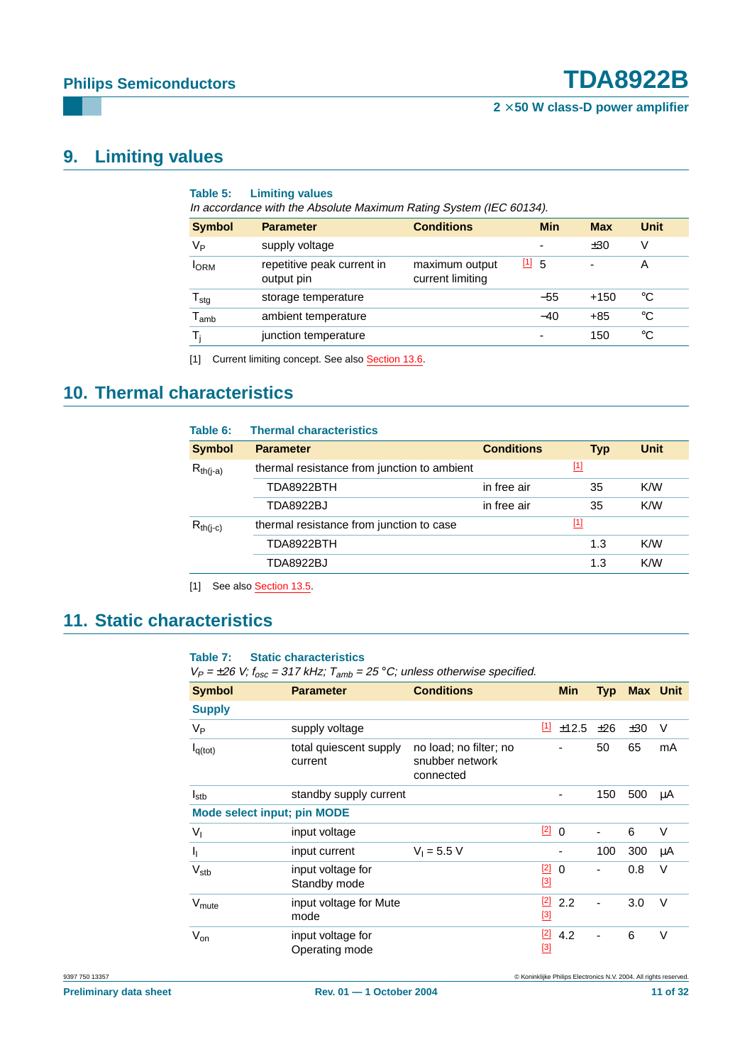## 9. Limiting values

**Table 5: Limiting values**

*In accordance with the Absolute Maximum Rating System (IEC 60134).*

| Symbol | Parameter | Conditions | | Min | Max | Unit |
|---|---|---|---|---|---|---|
| $V_P$ | supply voltage | | | - | ±30 | V |
| $I_{ORM}$ | repetitive peak current in output pin | maximum output current limiting | [1] | 5 | - | A |
| $T_{stg}$ | storage temperature | | | −55 | +150 | °C |
| $T_{amb}$ | ambient temperature | | | −40 | +85 | °C |
| $T_j$ | junction temperature | | | - | 150 | °C |

[1] Current limiting concept. See also Section 13.6.

## 10. Thermal characteristics

**Table 6: Thermal characteristics**

| Symbol | Parameter | Conditions | | Typ | Unit |
|---|---|---|---|---|---|
| $R_{th(j-a)}$ | thermal resistance from junction to ambient | | [1] | | |
| | TDA8922BTH | in free air | | 35 | K/W |
| | TDA8922BJ | in free air | | 35 | K/W |
| $R_{th(j-c)}$ | thermal resistance from junction to case | | [1] | | |
| | TDA8922BTH | | | 1.3 | K/W |
| | TDA8922BJ | | | 1.3 | K/W |

[1] See also Section 13.5.

## 11. Static characteristics

**Table 7: Static characteristics**

*$V_P$ = ±26 V; $f_{osc}$ = 317 kHz; $T_{amb}$ = 25 °C; unless otherwise specified.*

| Symbol | Parameter | Conditions | | Min | Typ | Max | Unit |
|---|---|---|---|---|---|---|---|
| **Supply** | | | | | | | |
| $V_P$ | supply voltage | | [1] | ±12.5 | ±26 | ±30 | V |
| $I_{q(tot)}$ | total quiescent supply current | no load; no filter; no snubber network connected | | - | 50 | 65 | mA |
| $I_{stb}$ | standby supply current | | | - | 150 | 500 | μA |
| **Mode select input; pin MODE** | | | | | | | |
| $V_I$ | input voltage | | [2] | 0 | - | 6 | V |
| $I_I$ | input current | $V_I$ = 5.5 V | | - | 100 | 300 | μA |
| $V_{stb}$ | input voltage for Standby mode | | [2] [3] | 0 | - | 0.8 | V |
| $V_{mute}$ | input voltage for Mute mode | | [2] [3] | 2.2 | - | 3.0 | V |
| $V_{on}$ | input voltage for Operating mode | | [2] [3] | 4.2 | - | 6 | V |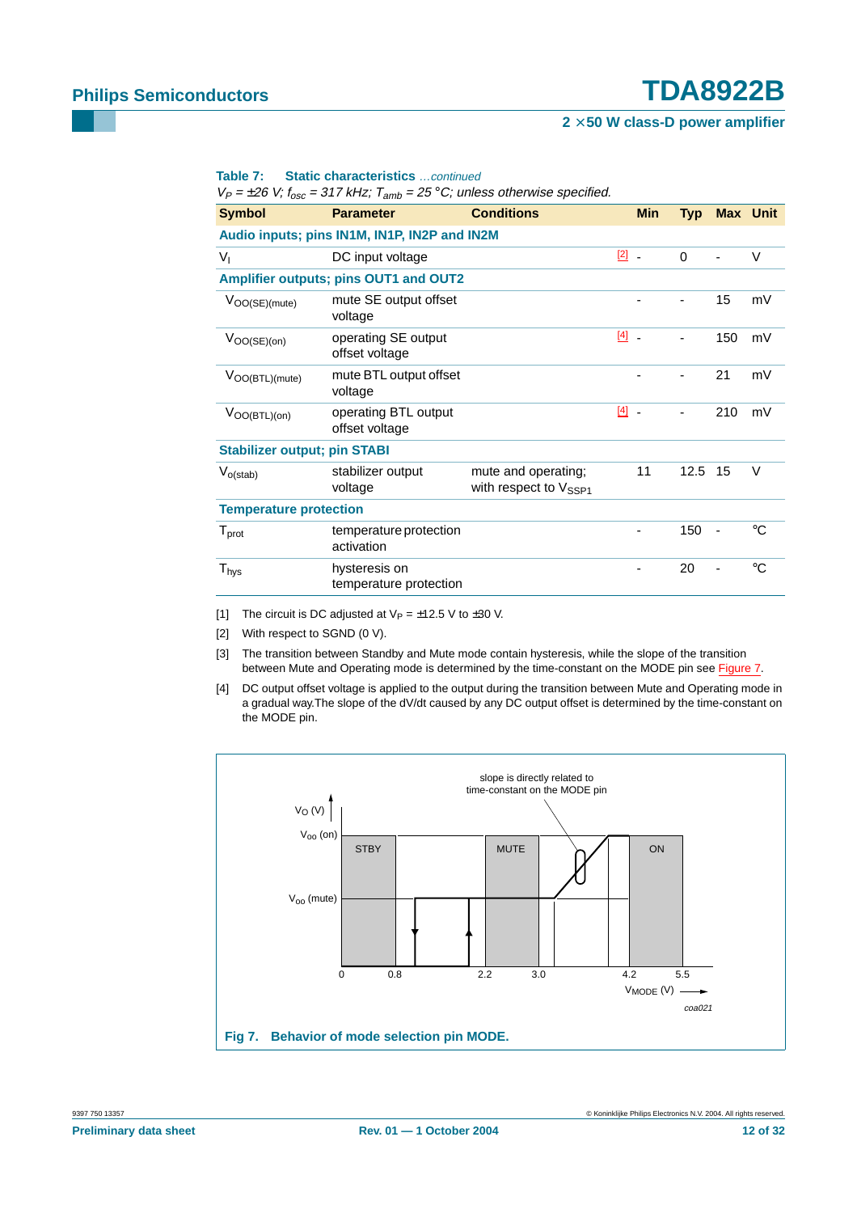**Table 7: Static characteristics** *...continued*

*$V_P$ = ±26 V; $f_{osc}$ = 317 kHz; $T_{amb}$ = 25 °C; unless otherwise specified.*

| Symbol | Parameter | Conditions | | Min | Typ | Max | Unit |
|---|---|---|---|---|---|---|---|
| **Audio inputs; pins IN1M, IN1P, IN2P and IN2M** | | | | | | | |
| $V_I$ | DC input voltage | | [2] | - | 0 | - | V |
| **Amplifier outputs; pins OUT1 and OUT2** | | | | | | | |
| $V_{OO(SE)(mute)}$ | mute SE output offset voltage | | | - | - | 15 | mV |
| $V_{OO(SE)(on)}$ | operating SE output offset voltage | | [4] | - | - | 150 | mV |
| $V_{OO(BTL)(mute)}$ | mute BTL output offset voltage | | | - | - | 21 | mV |
| $V_{OO(BTL)(on)}$ | operating BTL output offset voltage | | [4] | - | - | 210 | mV |
| **Stabilizer output; pin STABI** | | | | | | | |
| $V_{o(stab)}$ | stabilizer output voltage | mute and operating; with respect to $V_{SSP1}$ | | 11 | 12.5 | 15 | V |
| **Temperature protection** | | | | | | | |
| $T_{prot}$ | temperature protection activation | | | - | 150 | - | °C |
| $T_{hys}$ | hysteresis on temperature protection | | | - | 20 | - | °C |

[1] The circuit is DC adjusted at $V_P$ = ±12.5 V to ±30 V.

[2] With respect to SGND (0 V).

[3] The transition between Standby and Mute mode contain hysteresis, while the slope of the transition between Mute and Operating mode is determined by the time-constant on the MODE pin see Figure 7.

[4] DC output offset voltage is applied to the output during the transition between Mute and Operating mode in a gradual way.The slope of the dV/dt caused by any DC output offset is determined by the time-constant on the MODE pin.

**Fig 7. Behavior of mode selection pin MODE.**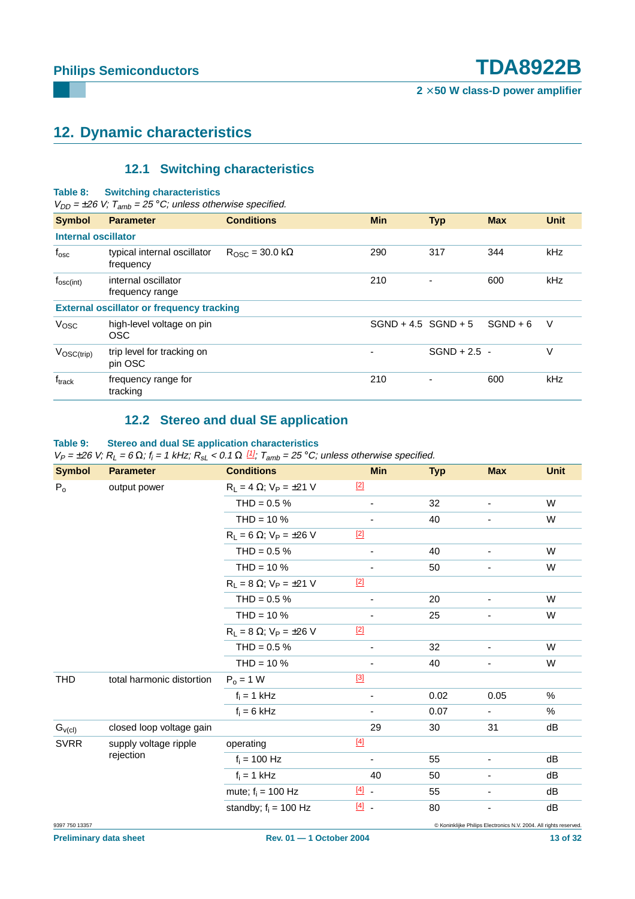## 12. Dynamic characteristics

### 12.1 Switching characteristics

**Table 8: Switching characteristics**

*$V_{DD}$ = ±26 V; $T_{amb}$ = 25 °C; unless otherwise specified.*

| Symbol | Parameter | Conditions | Min | Typ | Max | Unit |
|---|---|---|---|---|---|---|
| **Internal oscillator** | | | | | | |
| $f_{osc}$ | typical internal oscillator frequency | $R_{OSC}$ = 30.0 kΩ | 290 | 317 | 344 | kHz |
| $f_{osc(int)}$ | internal oscillator frequency range | | 210 | - | 600 | kHz |
| **External oscillator or frequency tracking** | | | | | | |
| $V_{OSC}$ | high-level voltage on pin OSC | | SGND + 4.5 | SGND + 5 | SGND + 6 | V |
| $V_{OSC(trip)}$ | trip level for tracking on pin OSC | | - | SGND + 2.5 | - | V |
| $f_{track}$ | frequency range for tracking | | 210 | - | 600 | kHz |

### 12.2 Stereo and dual SE application

**Table 9: Stereo and dual SE application characteristics**

*$V_P$ = ±26 V; $R_L$ = 6 Ω; $f_i$ = 1 kHz; $R_{sL}$ < 0.1 Ω [1]; $T_{amb}$ = 25 °C; unless otherwise specified.*

| Symbol | Parameter | Conditions | | Min | Typ | Max | Unit |
|---|---|---|---|---|---|---|---|
| $P_o$ | output power | $R_L$ = 4 Ω; $V_P$ = ±21 V | [2] | | | | |
| | | THD = 0.5 % | | - | 32 | - | W |
| | | THD = 10 % | | - | 40 | - | W |
| | | $R_L$ = 6 Ω; $V_P$ = ±26 V | [2] | | | | |
| | | THD = 0.5 % | | - | 40 | - | W |
| | | THD = 10 % | | - | 50 | - | W |
| | | $R_L$ = 8 Ω; $V_P$ = ±21 V | [2] | | | | |
| | | THD = 0.5 % | | - | 20 | - | W |
| | | THD = 10 % | | - | 25 | - | W |
| | | $R_L$ = 8 Ω; $V_P$ = ±26 V | [2] | | | | |
| | | THD = 0.5 % | | - | 32 | - | W |
| | | THD = 10 % | | - | 40 | - | W |
| THD | total harmonic distortion | $P_o$ = 1 W | [3] | | | | |
| | | $f_i$ = 1 kHz | | - | 0.02 | 0.05 | % |
| | | $f_i$ = 6 kHz | | - | 0.07 | - | % |
| $G_{v(cl)}$ | closed loop voltage gain | | | 29 | 30 | 31 | dB |
| SVRR | supply voltage ripple rejection | operating | [4] | | | | |
| | | $f_i$ = 100 Hz | | - | 55 | - | dB |
| | | $f_i$ = 1 kHz | | 40 | 50 | - | dB |
| | | mute; $f_i$ = 100 Hz | [4] | - | 55 | - | dB |
| | | standby; $f_i$ = 100 Hz | [4] | - | 80 | - | dB |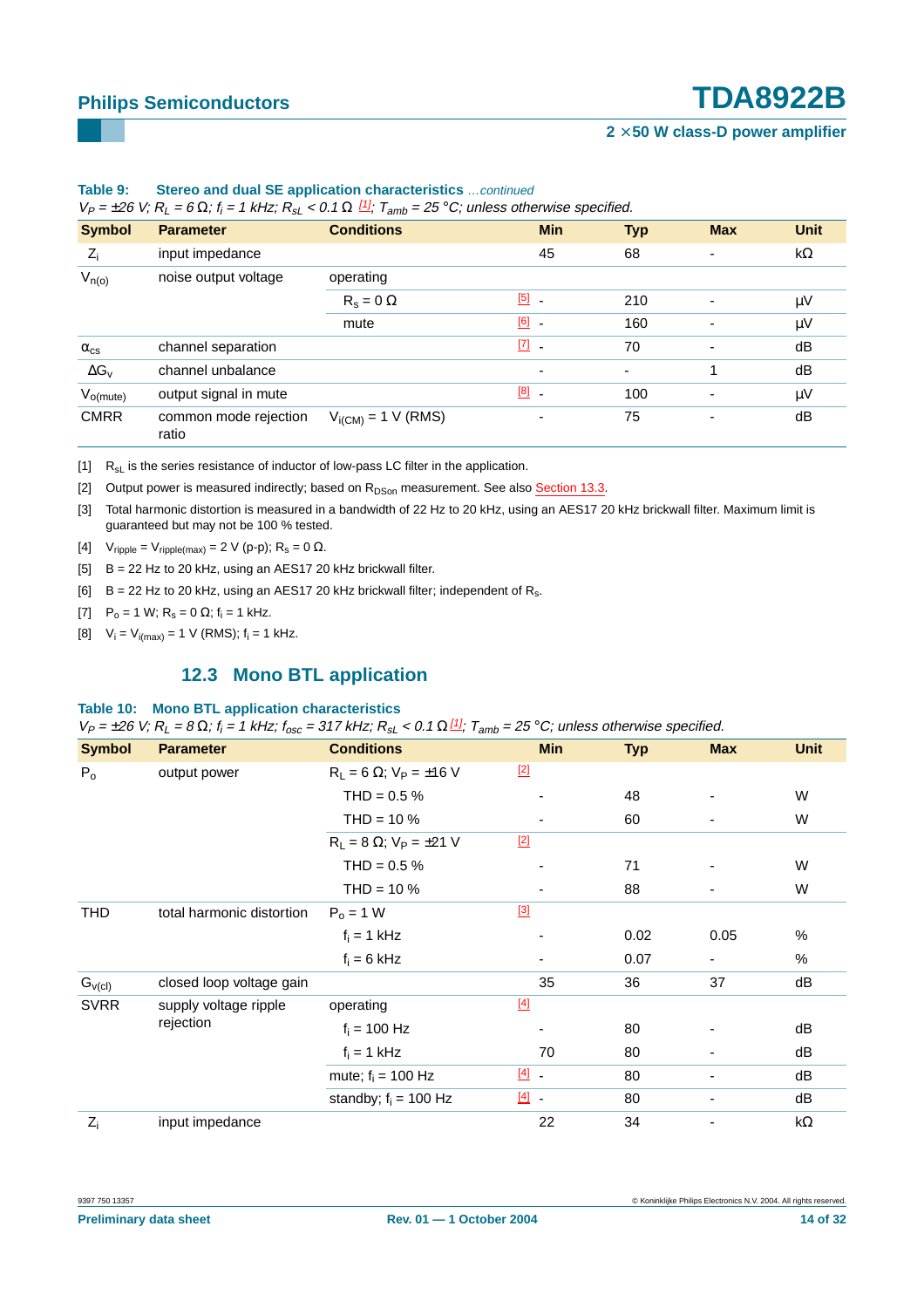**Table 9: Stereo and dual SE application characteristics** *...continued*

*$V_P$ = ±26 V; $R_L$ = 6 Ω; $f_i$ = 1 kHz; $R_{sL}$ < 0.1 Ω [1]; $T_{amb}$ = 25 °C; unless otherwise specified.*

| Symbol | Parameter | Conditions | | Min | Typ | Max | Unit |
|---|---|---|---|---|---|---|---|
| $Z_i$ | input impedance | | | 45 | 68 | - | kΩ |
| $V_{n(o)}$ | noise output voltage | operating | | | | | |
| | | $R_s$ = 0 Ω | [5] | - | 210 | - | μV |
| | | mute | [6] | - | 160 | - | μV |
| $\alpha_{cs}$ | channel separation | | [7] | - | 70 | - | dB |
| $\Delta G_v$ | channel unbalance | | | - | - | 1 | dB |
| $V_{o(mute)}$ | output signal in mute | | [8] | - | 100 | - | μV |
| CMRR | common mode rejection ratio | $V_{i(CM)}$ = 1 V (RMS) | | - | 75 | - | dB |

[1] $R_{sL}$ is the series resistance of inductor of low-pass LC filter in the application.

[2] Output power is measured indirectly; based on $R_{DSon}$ measurement. See also Section 13.3.

[3] Total harmonic distortion is measured in a bandwidth of 22 Hz to 20 kHz, using an AES17 20 kHz brickwall filter. Maximum limit is guaranteed but may not be 100 % tested.

[4] $V_{ripple}$ = $V_{ripple(max)}$ = 2 V (p-p); $R_s$ = 0 Ω.

[5] B = 22 Hz to 20 kHz, using an AES17 20 kHz brickwall filter.

[6] B = 22 Hz to 20 kHz, using an AES17 20 kHz brickwall filter; independent of $R_s$.

[7] $P_o$ = 1 W; $R_s$ = 0 Ω; $f_i$ = 1 kHz.

[8] $V_i$ = $V_{i(max)}$ = 1 V (RMS); $f_i$ = 1 kHz.

## 12.3 Mono BTL application

**Table 10: Mono BTL application characteristics**

*$V_P$ = ±26 V; $R_L$ = 8 Ω; $f_i$ = 1 kHz; $f_{osc}$ = 317 kHz; $R_{sL}$ < 0.1 Ω [1]; $T_{amb}$ = 25 °C; unless otherwise specified.*

| Symbol | Parameter | Conditions | | Min | Typ | Max | Unit |
|---|---|---|---|---|---|---|---|
| $P_o$ | output power | $R_L$ = 6 Ω; $V_P$ = ±16 V | [2] | | | | |
| | | THD = 0.5 % | | - | 48 | - | W |
| | | THD = 10 % | | - | 60 | - | W |
| | | $R_L$ = 8 Ω; $V_P$ = ±21 V | [2] | | | | |
| | | THD = 0.5 % | | - | 71 | - | W |
| | | THD = 10 % | | - | 88 | - | W |
| THD | total harmonic distortion | $P_o$ = 1 W | [3] | | | | |
| | | $f_i$ = 1 kHz | | - | 0.02 | 0.05 | % |
| | | $f_i$ = 6 kHz | | - | 0.07 | - | % |
| $G_{v(cl)}$ | closed loop voltage gain | | | 35 | 36 | 37 | dB |
| SVRR | supply voltage ripple rejection | operating | [4] | | | | |
| | | $f_i$ = 100 Hz | | - | 80 | - | dB |
| | | $f_i$ = 1 kHz | | 70 | 80 | - | dB |
| | | mute; $f_i$ = 100 Hz | [4] | - | 80 | - | dB |
| | | standby; $f_i$ = 100 Hz | [4] | - | 80 | - | dB |
| $Z_i$ | input impedance | | | 22 | 34 | - | kΩ |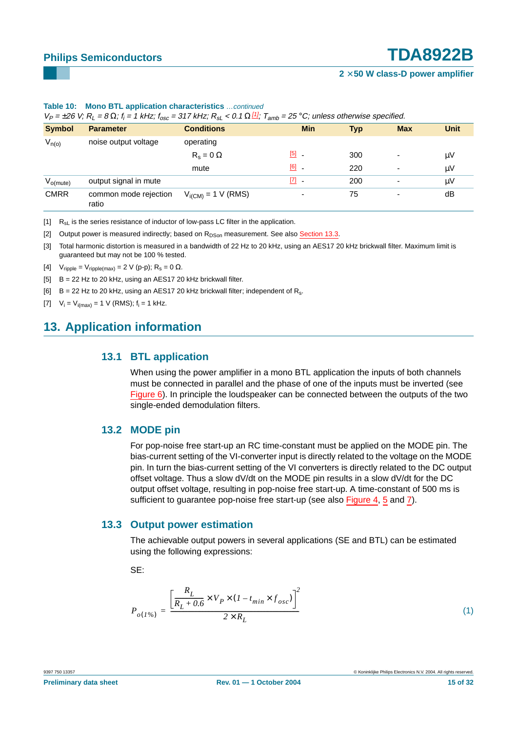**Table 10: Mono BTL application characteristics** *...continued*

*$V_P$ = ±26 V; $R_L$ = 8 Ω; $f_i$ = 1 kHz; $f_{osc}$ = 317 kHz; $R_{sL}$ < 0.1 Ω [1]; $T_{amb}$ = 25 °C; unless otherwise specified.*

| Symbol | Parameter | Conditions | | Min | Typ | Max | Unit |
|---|---|---|---|---|---|---|---|
| $V_{n(o)}$ | noise output voltage | operating | | | | | |
| | | $R_s$ = 0 Ω | [5] | - | 300 | - | μV |
| | | mute | [6] | - | 220 | - | μV |
| $V_{o(mute)}$ | output signal in mute | | [7] | - | 200 | - | μV |
| CMRR | common mode rejection ratio | $V_{i(CM)}$ = 1 V (RMS) | | - | 75 | - | dB |

[1] $R_{sL}$ is the series resistance of inductor of low-pass LC filter in the application.

[2] Output power is measured indirectly; based on $R_{DSon}$ measurement. See also Section 13.3.

[3] Total harmonic distortion is measured in a bandwidth of 22 Hz to 20 kHz, using an AES17 20 kHz brickwall filter. Maximum limit is guaranteed but may not be 100 % tested.

[4] $V_{ripple} = V_{ripple(max)}$ = 2 V (p-p); $R_s$ = 0 Ω.

[5] B = 22 Hz to 20 kHz, using an AES17 20 kHz brickwall filter.

[6] B = 22 Hz to 20 kHz, using an AES17 20 kHz brickwall filter; independent of $R_s$.

[7] $V_i = V_{i(max)}$ = 1 V (RMS); $f_i$ = 1 kHz.

## 13. Application information

### 13.1 BTL application

When using the power amplifier in a mono BTL application the inputs of both channels must be connected in parallel and the phase of one of the inputs must be inverted (see Figure 6). In principle the loudspeaker can be connected between the outputs of the two single-ended demodulation filters.

### 13.2 MODE pin

For pop-noise free start-up an RC time-constant must be applied on the MODE pin. The bias-current setting of the VI-converter input is directly related to the voltage on the MODE pin. In turn the bias-current setting of the VI converters is directly related to the DC output offset voltage. Thus a slow dV/dt on the MODE pin results in a slow dV/dt for the DC output offset voltage, resulting in pop-noise free start-up. A time-constant of 500 ms is sufficient to guarantee pop-noise free start-up (see also Figure 4, 5 and 7).

### 13.3 Output power estimation

The achievable output powers in several applications (SE and BTL) can be estimated using the following expressions:

SE:

$$P_{o(1\%)} = \frac{\left[\frac{R_L}{R_L + 0.6} \times V_P \times (1 - t_{min} \times f_{osc})\right]^2}{2 \times R_L} \quad (1)$$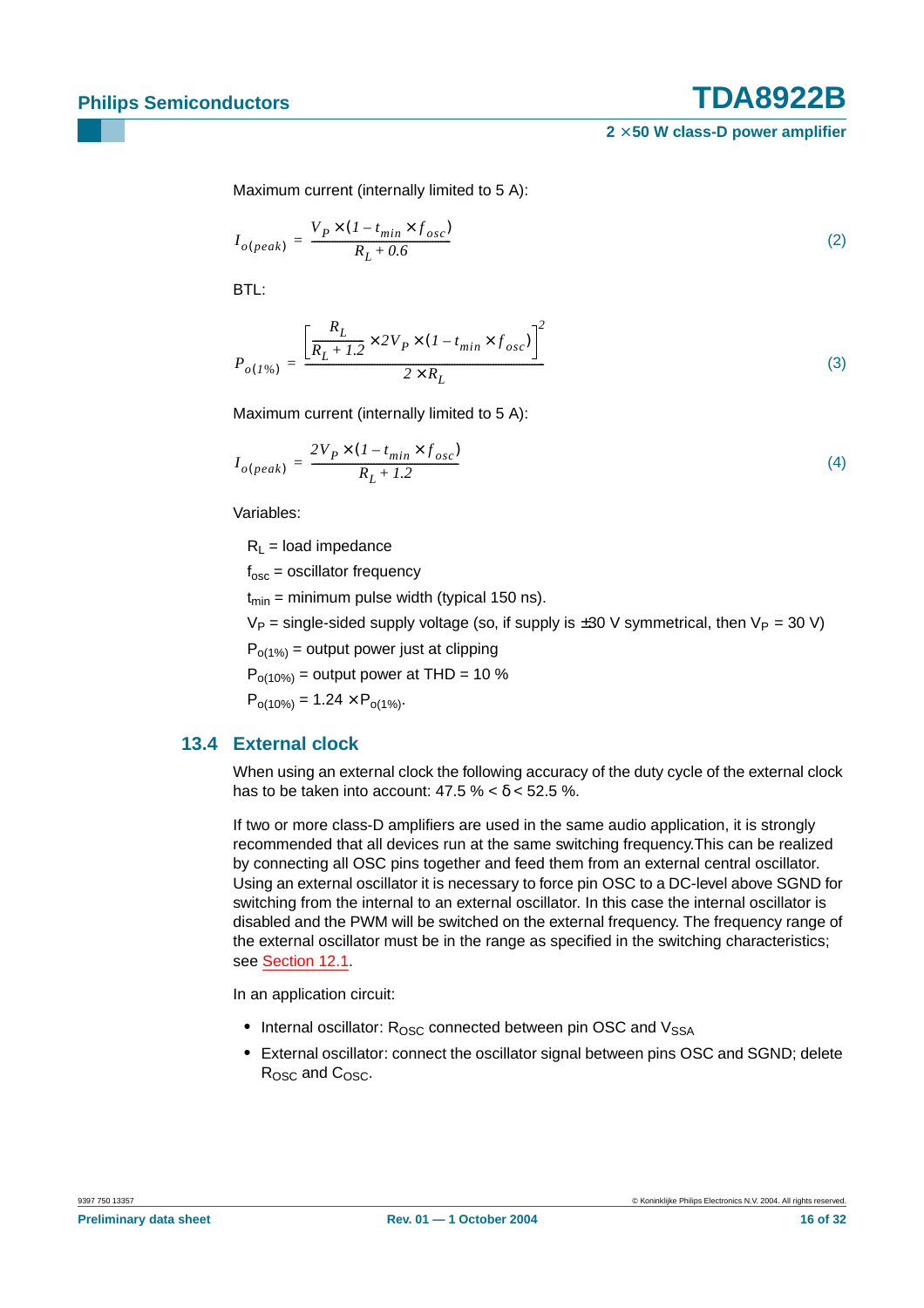Maximum current (internally limited to 5 A):

$$I_{o(peak)} = \frac{V_P \times (1 - t_{min} \times f_{osc})}{R_L + 0.6} \qquad (2)$$

BTL:

$$P_{o(1\%)} = \frac{\left[\frac{R_L}{R_L + 1.2} \times 2V_P \times (1 - t_{min} \times f_{osc})\right]^2}{2 \times R_L} \qquad (3)$$

Maximum current (internally limited to 5 A):

$$I_{o(peak)} = \frac{2V_P \times (1 - t_{min} \times f_{osc})}{R_L + 1.2} \qquad (4)$$

Variables:

$R_L$ = load impedance

$f_{osc}$ = oscillator frequency

$t_{min}$ = minimum pulse width (typical 150 ns).

$V_P$ = single-sided supply voltage (so, if supply is ±30 V symmetrical, then $V_P$ = 30 V)

$P_{o(1\%)}$ = output power just at clipping

$P_{o(10\%)}$ = output power at THD = 10 %

$P_{o(10\%)} = 1.24 \times P_{o(1\%)}$.

## 13.4 External clock

When using an external clock the following accuracy of the duty cycle of the external clock has to be taken into account: 47.5 % < δ < 52.5 %.

If two or more class-D amplifiers are used in the same audio application, it is strongly recommended that all devices run at the same switching frequency.This can be realized by connecting all OSC pins together and feed them from an external central oscillator. Using an external oscillator it is necessary to force pin OSC to a DC-level above SGND for switching from the internal to an external oscillator. In this case the internal oscillator is disabled and the PWM will be switched on the external frequency. The frequency range of the external oscillator must be in the range as specified in the switching characteristics; see Section 12.1.

In an application circuit:

- Internal oscillator: $R_{OSC}$ connected between pin OSC and $V_{SSA}$
- External oscillator: connect the oscillator signal between pins OSC and SGND; delete $R_{OSC}$ and $C_{OSC}$.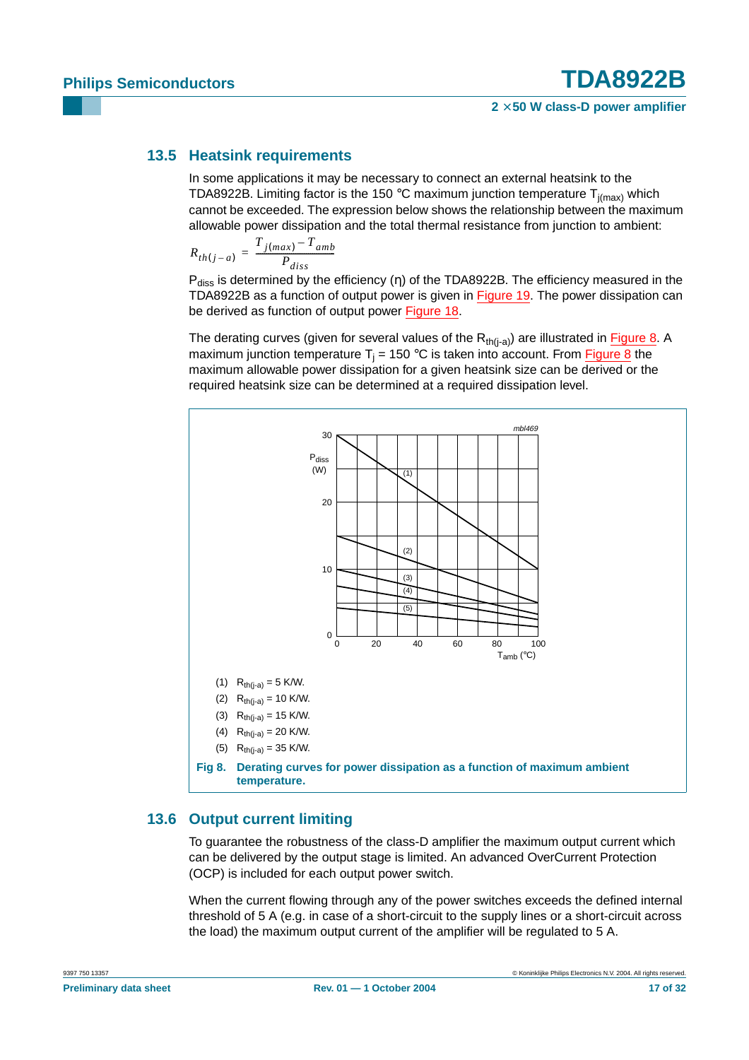### 13.5 Heatsink requirements

In some applications it may be necessary to connect an external heatsink to the TDA8922B. Limiting factor is the 150 °C maximum junction temperature $T_{j(max)}$ which cannot be exceeded. The expression below shows the relationship between the maximum allowable power dissipation and the total thermal resistance from junction to ambient:

$$R_{th(j-a)} = \frac{T_{j(max)} - T_{amb}}{P_{diss}}$$

$P_{diss}$ is determined by the efficiency (η) of the TDA8922B. The efficiency measured in the TDA8922B as a function of output power is given in Figure 19. The power dissipation can be derived as function of output power Figure 18.

The derating curves (given for several values of the $R_{th(j-a)}$) are illustrated in Figure 8. A maximum junction temperature $T_j$ = 150 °C is taken into account. From Figure 8 the maximum allowable power dissipation for a given heatsink size can be derived or the required heatsink size can be determined at a required dissipation level.

(1) $R_{th(j-a)}$ = 5 K/W.

(2) $R_{th(j-a)}$ = 10 K/W.

(3) $R_{th(j-a)}$ = 15 K/W.

(4) $R_{th(j-a)}$ = 20 K/W.

(5) $R_{th(j-a)}$ = 35 K/W.

**Fig 8. Derating curves for power dissipation as a function of maximum ambient temperature.**

### 13.6 Output current limiting

To guarantee the robustness of the class-D amplifier the maximum output current which can be delivered by the output stage is limited. An advanced OverCurrent Protection (OCP) is included for each output power switch.

When the current flowing through any of the power switches exceeds the defined internal threshold of 5 A (e.g. in case of a short-circuit to the supply lines or a short-circuit across the load) the maximum output current of the amplifier will be regulated to 5 A.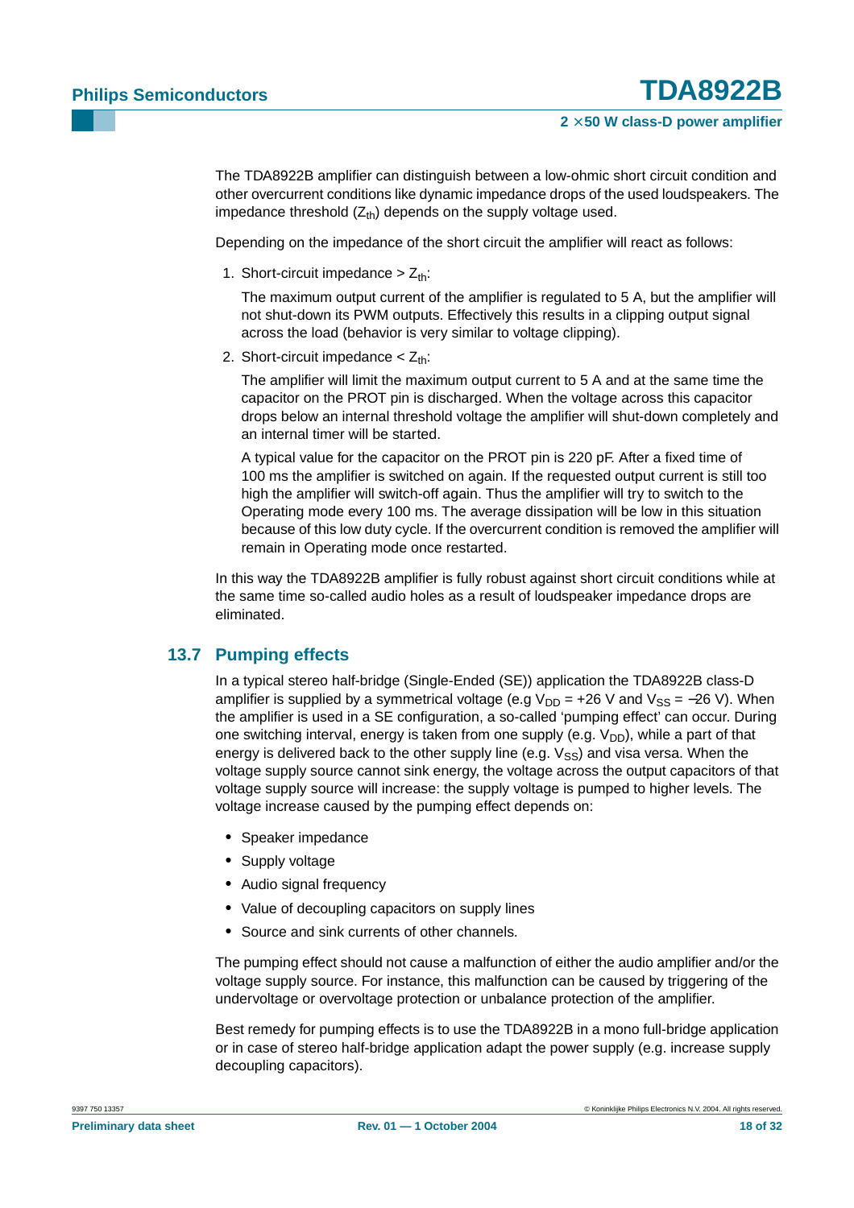The TDA8922B amplifier can distinguish between a low-ohmic short circuit condition and other overcurrent conditions like dynamic impedance drops of the used loudspeakers. The impedance threshold ($Z_{th}$) depends on the supply voltage used.

Depending on the impedance of the short circuit the amplifier will react as follows:

1. Short-circuit impedance > $Z_{th}$:

   The maximum output current of the amplifier is regulated to 5 A, but the amplifier will not shut-down its PWM outputs. Effectively this results in a clipping output signal across the load (behavior is very similar to voltage clipping).

2. Short-circuit impedance < $Z_{th}$:

   The amplifier will limit the maximum output current to 5 A and at the same time the capacitor on the PROT pin is discharged. When the voltage across this capacitor drops below an internal threshold voltage the amplifier will shut-down completely and an internal timer will be started.

   A typical value for the capacitor on the PROT pin is 220 pF. After a fixed time of 100 ms the amplifier is switched on again. If the requested output current is still too high the amplifier will switch-off again. Thus the amplifier will try to switch to the Operating mode every 100 ms. The average dissipation will be low in this situation because of this low duty cycle. If the overcurrent condition is removed the amplifier will remain in Operating mode once restarted.

In this way the TDA8922B amplifier is fully robust against short circuit conditions while at the same time so-called audio holes as a result of loudspeaker impedance drops are eliminated.

## 13.7 Pumping effects

In a typical stereo half-bridge (Single-Ended (SE)) application the TDA8922B class-D amplifier is supplied by a symmetrical voltage (e.g $V_{DD}$ = +26 V and $V_{SS}$ = −26 V). When the amplifier is used in a SE configuration, a so-called 'pumping effect' can occur. During one switching interval, energy is taken from one supply (e.g. $V_{DD}$), while a part of that energy is delivered back to the other supply line (e.g. $V_{SS}$) and visa versa. When the voltage supply source cannot sink energy, the voltage across the output capacitors of that voltage supply source will increase: the supply voltage is pumped to higher levels. The voltage increase caused by the pumping effect depends on:

- Speaker impedance
- Supply voltage
- Audio signal frequency
- Value of decoupling capacitors on supply lines
- Source and sink currents of other channels.

The pumping effect should not cause a malfunction of either the audio amplifier and/or the voltage supply source. For instance, this malfunction can be caused by triggering of the undervoltage or overvoltage protection or unbalance protection of the amplifier.

Best remedy for pumping effects is to use the TDA8922B in a mono full-bridge application or in case of stereo half-bridge application adapt the power supply (e.g. increase supply decoupling capacitors).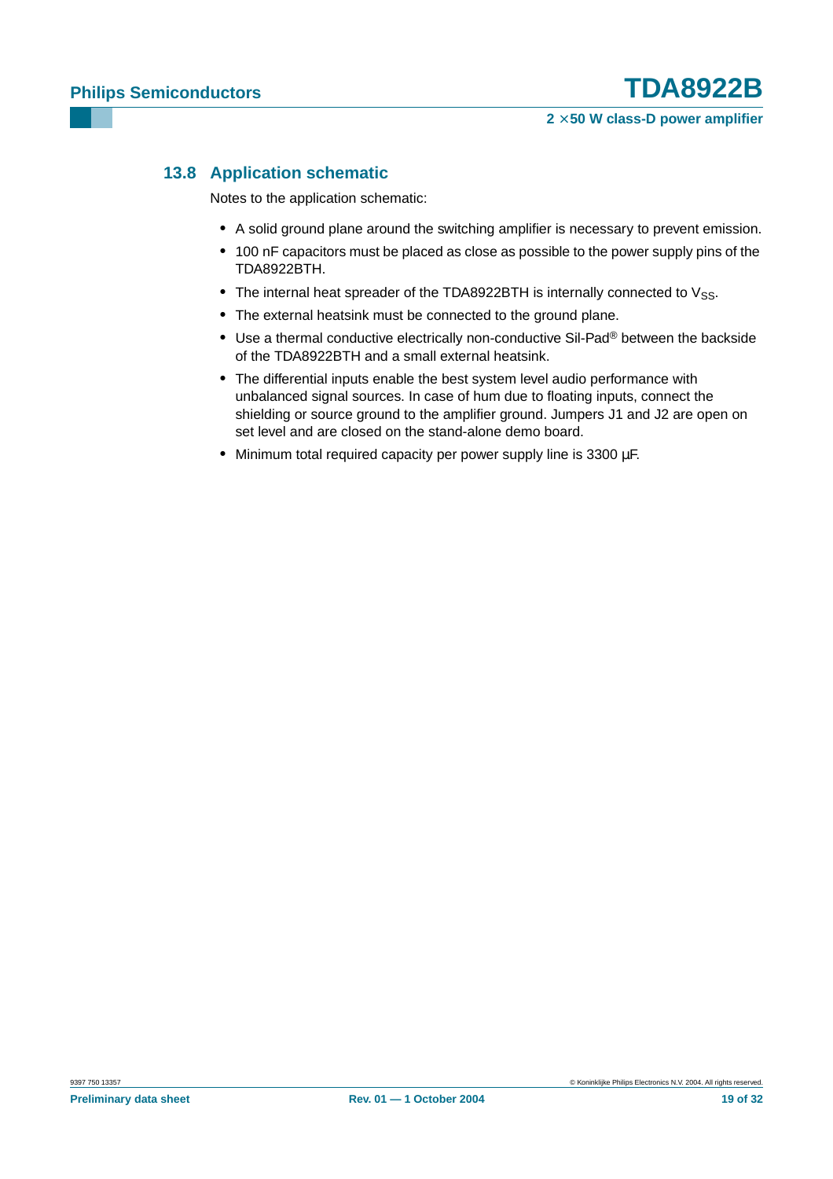## 13.8 Application schematic

Notes to the application schematic:

- A solid ground plane around the switching amplifier is necessary to prevent emission.
- 100 nF capacitors must be placed as close as possible to the power supply pins of the TDA8922BTH.
- The internal heat spreader of the TDA8922BTH is internally connected to $V_{SS}$.
- The external heatsink must be connected to the ground plane.
- Use a thermal conductive electrically non-conductive Sil-Pad® between the backside of the TDA8922BTH and a small external heatsink.
- The differential inputs enable the best system level audio performance with unbalanced signal sources. In case of hum due to floating inputs, connect the shielding or source ground to the amplifier ground. Jumpers J1 and J2 are open on set level and are closed on the stand-alone demo board.
- Minimum total required capacity per power supply line is 3300 µF.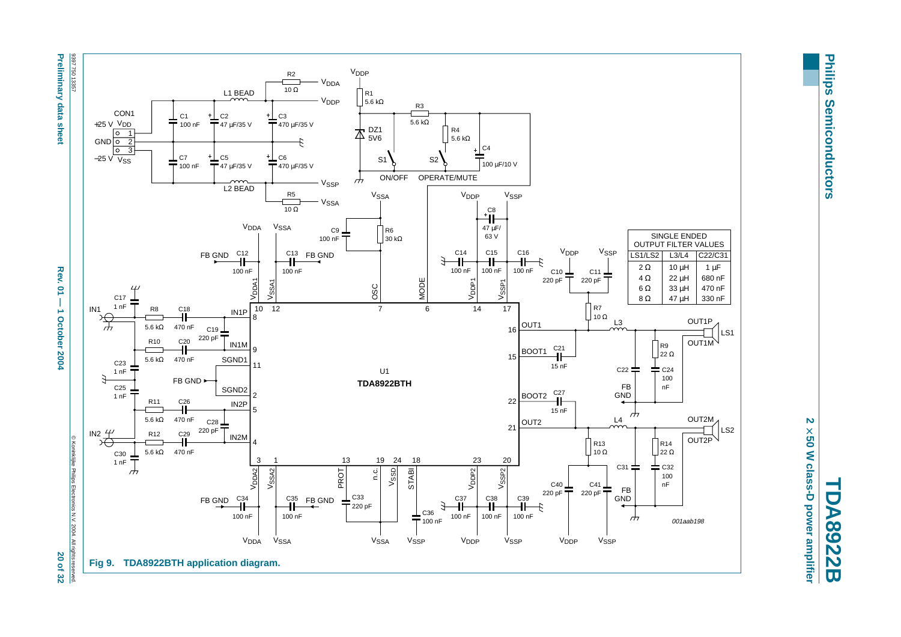| SINGLE ENDED OUTPUT FILTER VALUES | | |
|---|---|---|
| LS1/LS2 | L3/L4 | C22/C31 |
| 2 Ω | 10 μH | 1 μF |
| 4 Ω | 22 μH | 680 nF |
| 6 Ω | 33 μH | 470 nF |
| 8 Ω | 47 μH | 330 nF |

**Fig 9. TDA8922BTH application diagram.**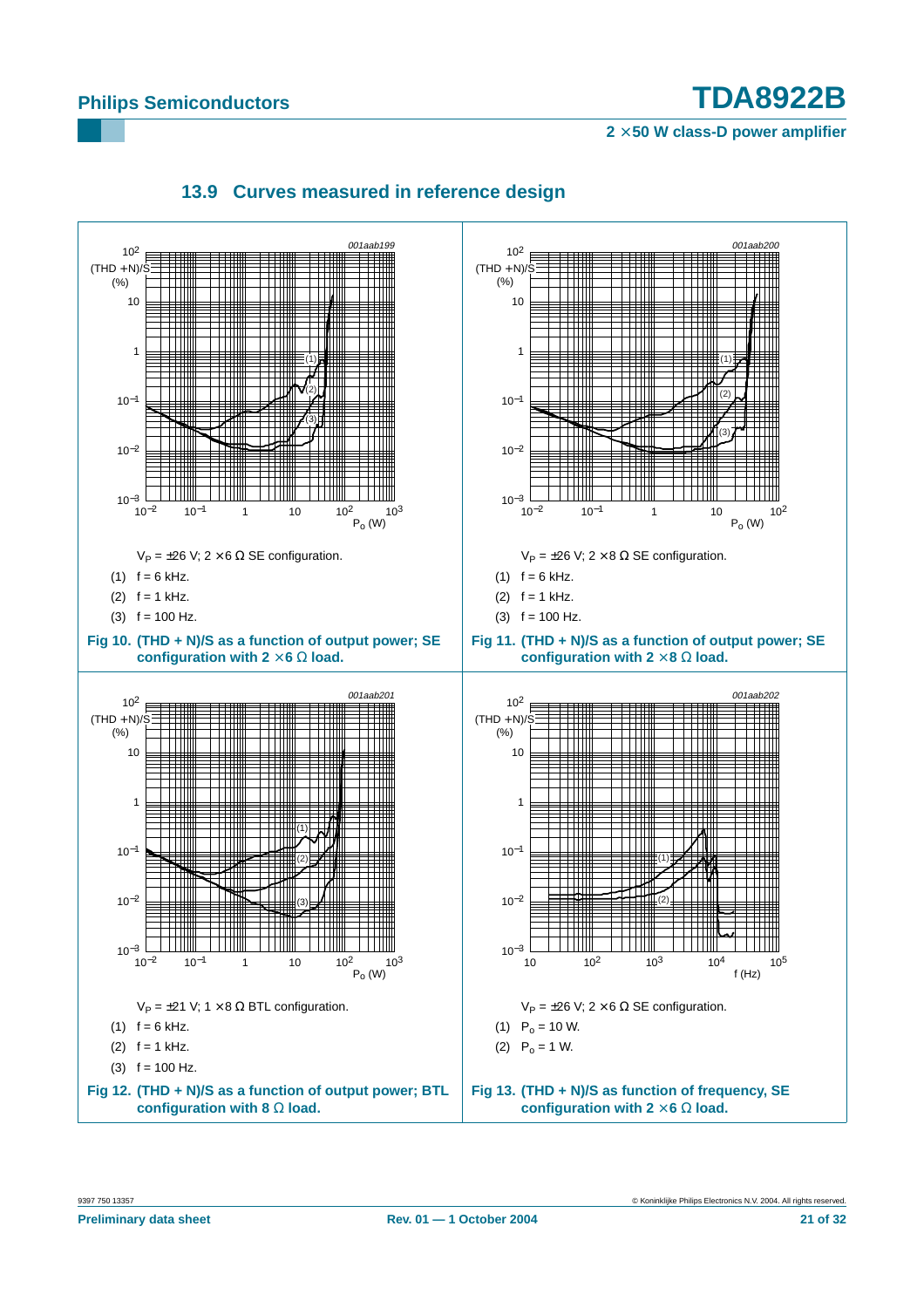### 13.9 Curves measured in reference design

$V_P = \pm 26$ V; $2 \times 6\ \Omega$ SE configuration.

(1) f = 6 kHz.

(2) f = 1 kHz.

(3) f = 100 Hz.

**Fig 10. (THD + N)/S as a function of output power; SE configuration with $2 \times 6\ \Omega$ load.**

$V_P = \pm 26$ V; $2 \times 8\ \Omega$ SE configuration.

(1) f = 6 kHz.

(2) f = 1 kHz.

(3) f = 100 Hz.

**Fig 11. (THD + N)/S as a function of output power; SE configuration with $2 \times 8\ \Omega$ load.**

$V_P = \pm 21$ V; $1 \times 8\ \Omega$ BTL configuration.

(1) f = 6 kHz.

(2) f = 1 kHz.

(3) f = 100 Hz.

**Fig 12. (THD + N)/S as a function of output power; BTL configuration with 8 Ω load.**

$V_P = \pm 26$ V; $2 \times 6\ \Omega$ SE configuration.

(1) $P_o$ = 10 W.

(2) $P_o$ = 1 W.

**Fig 13. (THD + N)/S as function of frequency, SE configuration with $2 \times 6\ \Omega$ load.**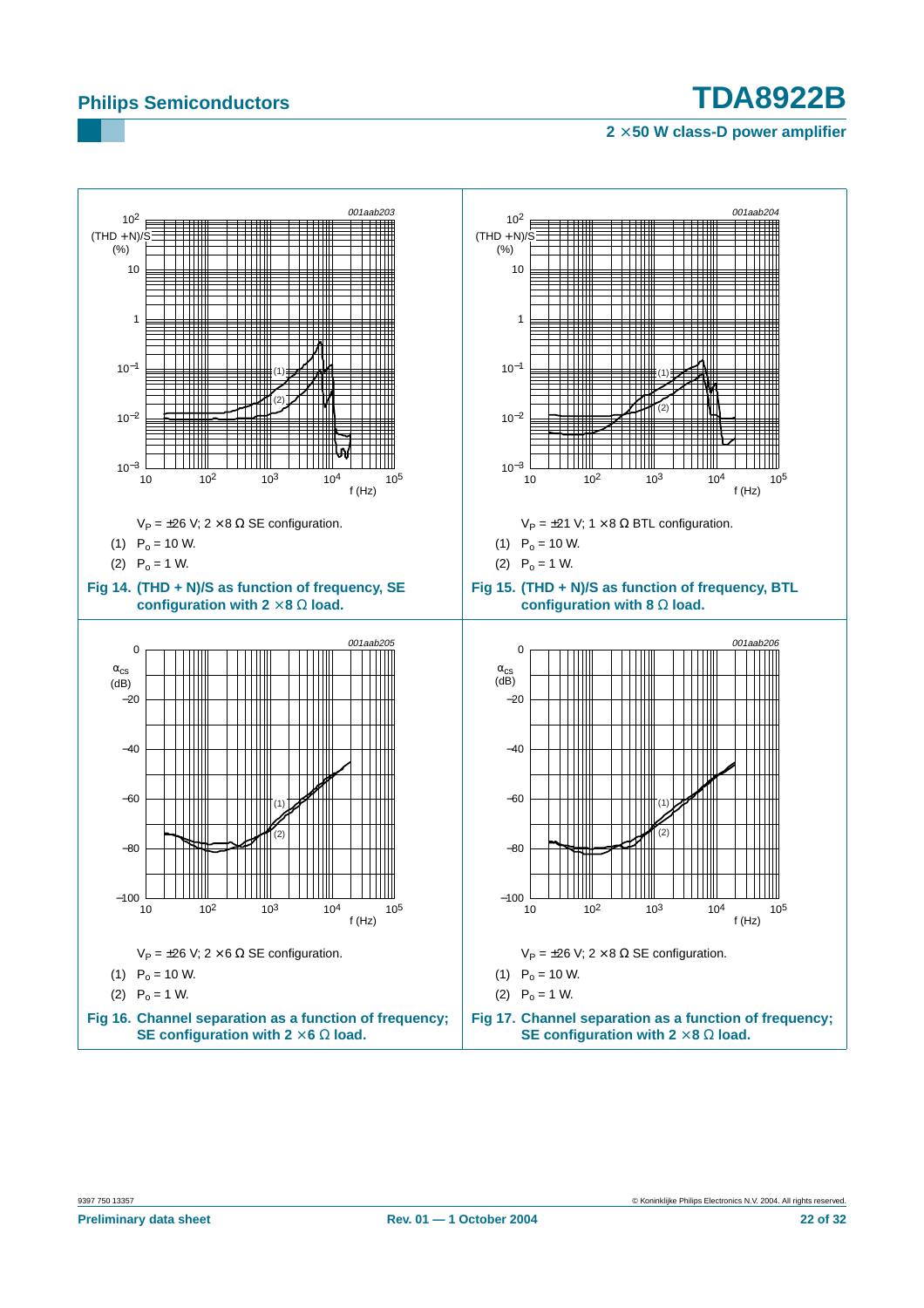$V_P = \pm 26$ V; $2 \times 8\ \Omega$ SE configuration.

(1) $P_o = 10$ W.

(2) $P_o = 1$ W.

**Fig 14. (THD + N)/S as function of frequency, SE configuration with 2 × 8 Ω load.**

$V_P = \pm 21$ V; $1 \times 8\ \Omega$ BTL configuration.

(1) $P_o = 10$ W.

(2) $P_o = 1$ W.

**Fig 15. (THD + N)/S as function of frequency, BTL configuration with 8 Ω load.**

$V_P = \pm 26$ V; $2 \times 6\ \Omega$ SE configuration.

(1) $P_o = 10$ W.

(2) $P_o = 1$ W.

**Fig 16. Channel separation as a function of frequency; SE configuration with 2 × 6 Ω load.**

$V_P = \pm 26$ V; $2 \times 8\ \Omega$ SE configuration.

(1) $P_o = 10$ W.

(2) $P_o = 1$ W.

**Fig 17. Channel separation as a function of frequency; SE configuration with 2 × 8 Ω load.**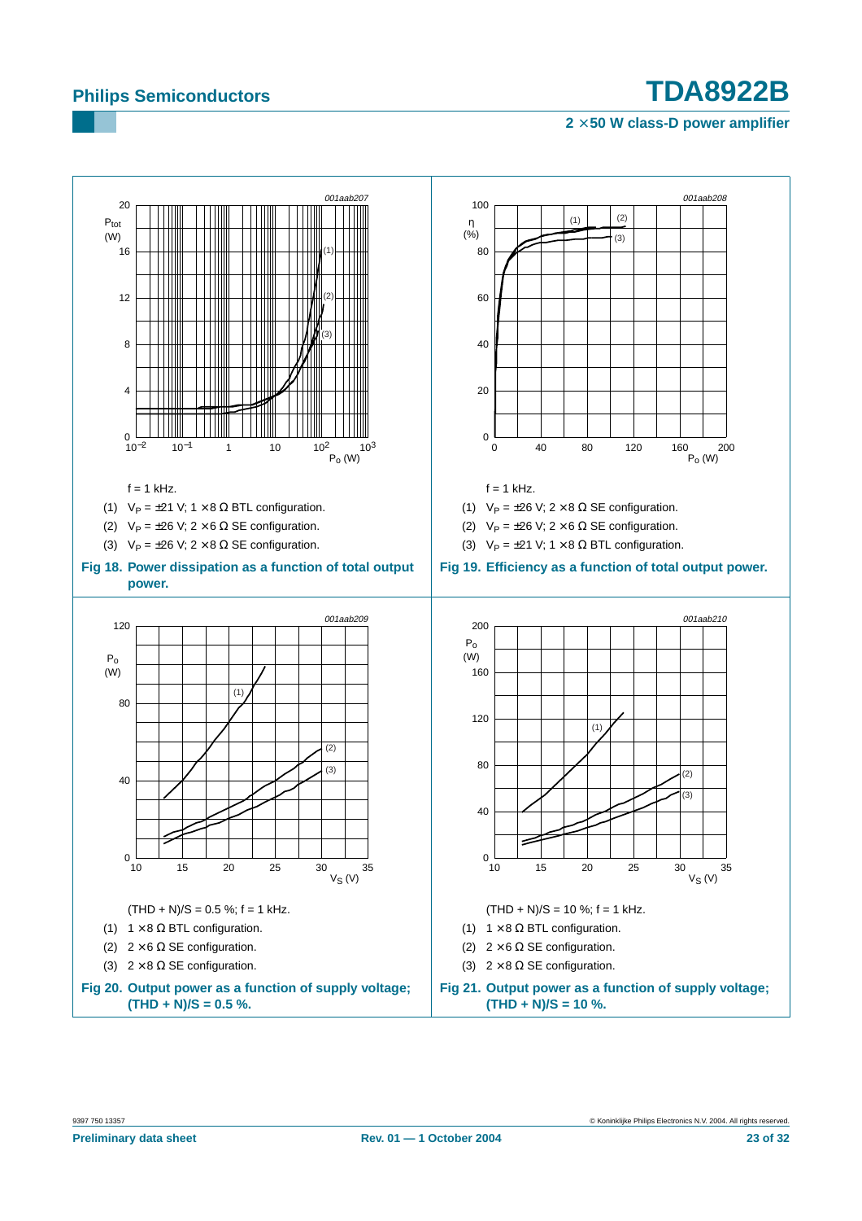$f = 1$ kHz.

(1) $V_P = \pm 21$ V; $1 \times 8\ \Omega$ BTL configuration.

(2) $V_P = \pm 26$ V; $2 \times 6\ \Omega$ SE configuration.

(3) $V_P = \pm 26$ V; $2 \times 8\ \Omega$ SE configuration.

**Fig 18. Power dissipation as a function of total output power.**

$f = 1$ kHz.

(1) $V_P = \pm 26$ V; $2 \times 8\ \Omega$ SE configuration.

(2) $V_P = \pm 26$ V; $2 \times 6\ \Omega$ SE configuration.

(3) $V_P = \pm 21$ V; $1 \times 8\ \Omega$ BTL configuration.

**Fig 19. Efficiency as a function of total output power.**

$(THD + N)/S = 0.5$ %; $f = 1$ kHz.

(1) $1 \times 8\ \Omega$ BTL configuration.

(2) $2 \times 6\ \Omega$ SE configuration.

(3) $2 \times 8\ \Omega$ SE configuration.

**Fig 20. Output power as a function of supply voltage; (THD + N)/S = 0.5 %.**

$(THD + N)/S = 10$ %; $f = 1$ kHz.

(1) $1 \times 8\ \Omega$ BTL configuration.

(2) $2 \times 6\ \Omega$ SE configuration.

(3) $2 \times 8\ \Omega$ SE configuration.

**Fig 21. Output power as a function of supply voltage; (THD + N)/S = 10 %.**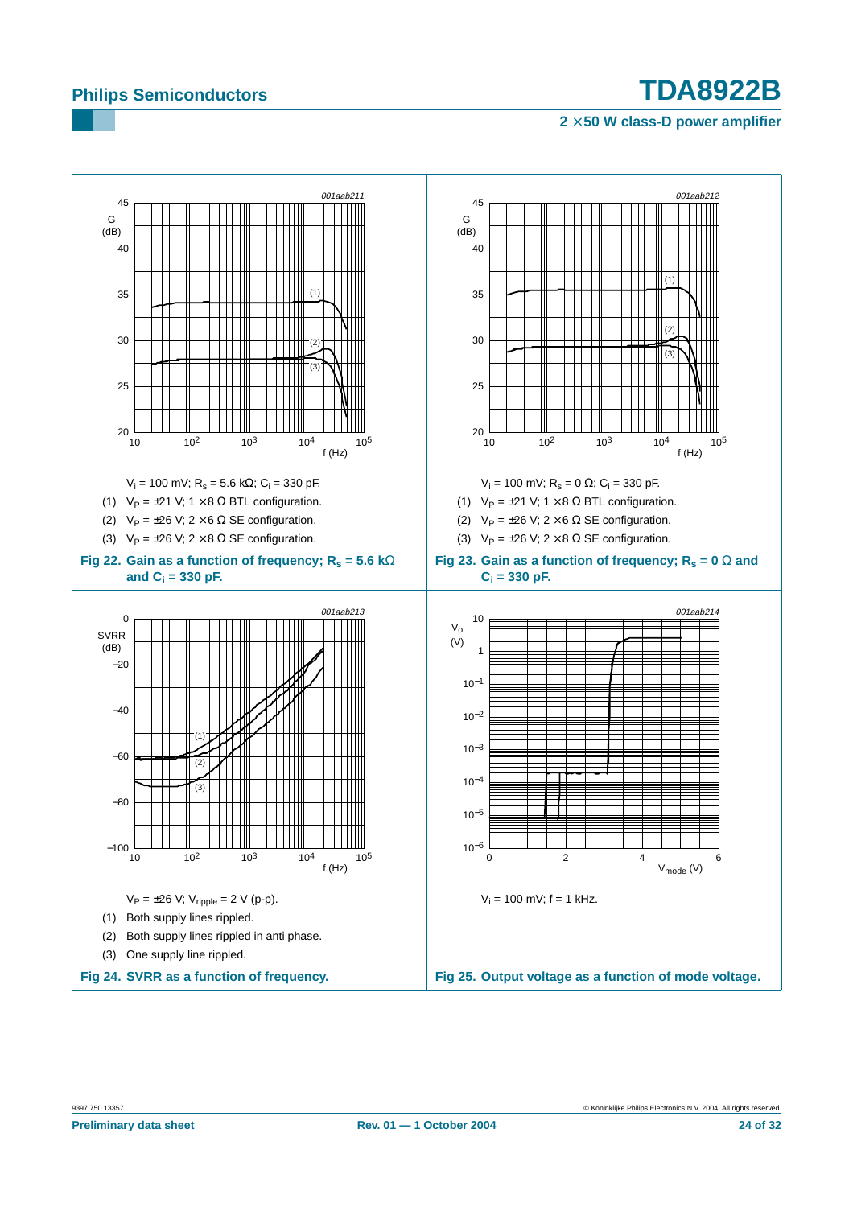$V_i$ = 100 mV; $R_s$ = 5.6 kΩ; $C_i$ = 330 pF.

(1) $V_P$ = ±21 V; 1 × 8 Ω BTL configuration.

(2) $V_P$ = ±26 V; 2 × 6 Ω SE configuration.

(3) $V_P$ = ±26 V; 2 × 8 Ω SE configuration.

**Fig 22. Gain as a function of frequency; $R_s$ = 5.6 kΩ and $C_i$ = 330 pF.**

$V_i$ = 100 mV; $R_s$ = 0 Ω; $C_i$ = 330 pF.

(1) $V_P$ = ±21 V; 1 × 8 Ω BTL configuration.

(2) $V_P$ = ±26 V; 2 × 6 Ω SE configuration.

(3) $V_P$ = ±26 V; 2 × 8 Ω SE configuration.

**Fig 23. Gain as a function of frequency; $R_s$ = 0 Ω and $C_i$ = 330 pF.**

$V_P$ = ±26 V; $V_{ripple}$ = 2 V (p-p).

(1) Both supply lines rippled.

(2) Both supply lines rippled in anti phase.

(3) One supply line rippled.

**Fig 24. SVRR as a function of frequency.**

$V_i$ = 100 mV; f = 1 kHz.

**Fig 25. Output voltage as a function of mode voltage.**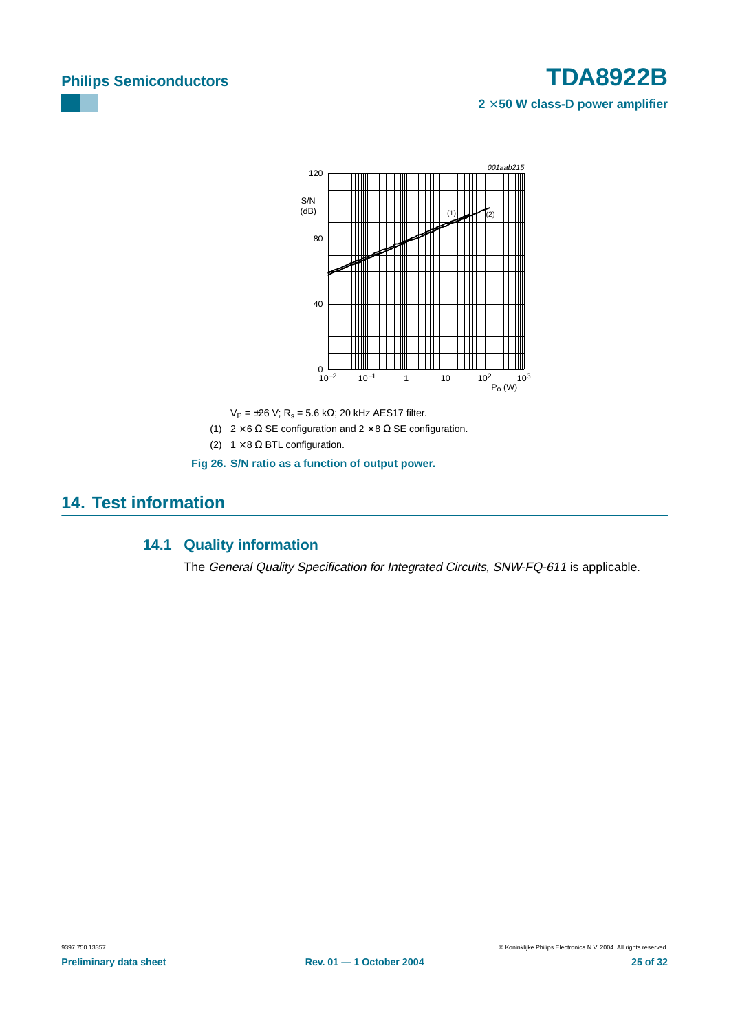$V_P = \pm26$ V; $R_s = 5.6$ kΩ; 20 kHz AES17 filter.

(1) $2 \times 6$ Ω SE configuration and $2 \times 8$ Ω SE configuration.

(2) $1 \times 8$ Ω BTL configuration.

**Fig 26. S/N ratio as a function of output power.**

# 14. Test information

## 14.1 Quality information

The *General Quality Specification for Integrated Circuits, SNW-FQ-611* is applicable.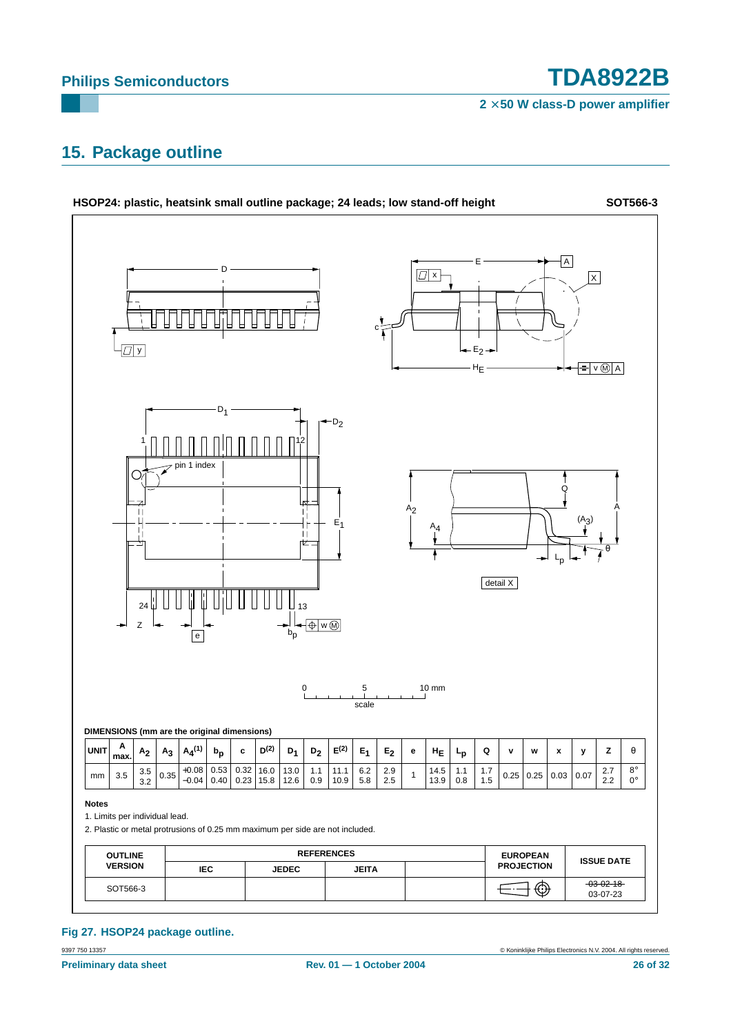## 15. Package outline

**HSOP24: plastic, heatsink small outline package; 24 leads; low stand-off height** **SOT566-3**

**DIMENSIONS (mm are the original dimensions)**

| UNIT | A max. | $A_2$ | $A_3$ | $A_4$(1) | $b_p$ | c | D(2) | $D_1$ | $D_2$ | E(2) | $E_1$ | $E_2$ | e | $H_E$ | $L_p$ | Q | v | w | x | y | Z | θ |
|---|---|---|---|---|---|---|---|---|---|---|---|---|---|---|---|---|---|---|---|---|---|---|
| mm | 3.5 | 3.5<br>3.2 | 0.35 | +0.08<br>−0.04 | 0.53<br>0.40 | 0.32<br>0.23 | 16.0<br>15.8 | 13.0<br>12.6 | 1.1<br>0.9 | 11.1<br>10.9 | 6.2<br>5.8 | 2.9<br>2.5 | 1 | 14.5<br>13.9 | 1.1<br>0.8 | 1.7<br>1.5 | 0.25 | 0.25 | 0.03 | 0.07 | 2.7<br>2.2 | 8°<br>0° |

**Notes**

1. Limits per individual lead.
2. Plastic or metal protrusions of 0.25 mm maximum per side are not included.

| OUTLINE VERSION | REFERENCES | | | | EUROPEAN PROJECTION | ISSUE DATE |
|---|---|---|---|---|---|---|
| | IEC | JEDEC | JEITA | | | |
| SOT566-3 | | | | | | ~~03-02-18~~<br>03-07-23 |

**Fig 27. HSOP24 package outline.**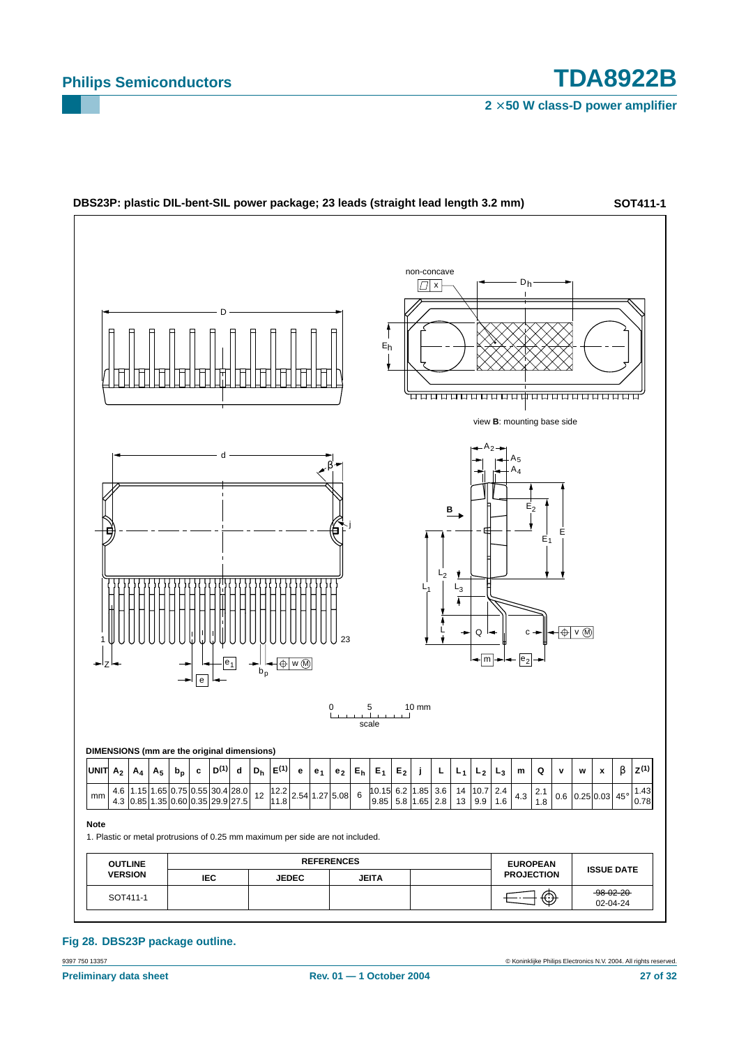**DBS23P: plastic DIL-bent-SIL power package; 23 leads (straight lead length 3.2 mm)** **SOT411-1**

**DIMENSIONS (mm are the original dimensions)**

| UNIT | $A_2$ | $A_4$ | $A_5$ | $b_p$ | c | $D^{(1)}$ | d | $D_h$ | $E^{(1)}$ | e | $e_1$ | $e_2$ | $E_h$ | $E_1$ | $E_2$ | j | L | $L_1$ | $L_2$ | $L_3$ | m | Q | v | w | x | β | $Z^{(1)}$ |
|---|---|---|---|---|---|---|---|---|---|---|---|---|---|---|---|---|---|---|---|---|---|---|---|---|---|---|---|
| mm | 4.6<br>4.3 | 1.15<br>0.85 | 1.65<br>1.35 | 0.75<br>0.60 | 0.55<br>0.35 | 30.4<br>29.9 | 28.0<br>27.5 | 12 | 12.2<br>11.8 | 2.54 | 1.27 | 5.08 | 6 | 10.15<br>9.85 | 6.2<br>5.8 | 1.85<br>1.65 | 3.6<br>2.8 | 14<br>13 | 10.7<br>9.9 | 2.4<br>1.6 | 4.3 | 2.1<br>1.8 | 0.6 | 0.25 | 0.03 | 45° | 1.43<br>0.78 |

**Note**

1. Plastic or metal protrusions of 0.25 mm maximum per side are not included.

| OUTLINE VERSION | REFERENCES | | | | EUROPEAN PROJECTION | ISSUE DATE |
|---|---|---|---|---|---|---|
| | IEC | JEDEC | JEITA | | | |
| SOT411-1 | | | | | | ~~98-02-20~~<br>02-04-24 |

**Fig 28. DBS23P package outline.**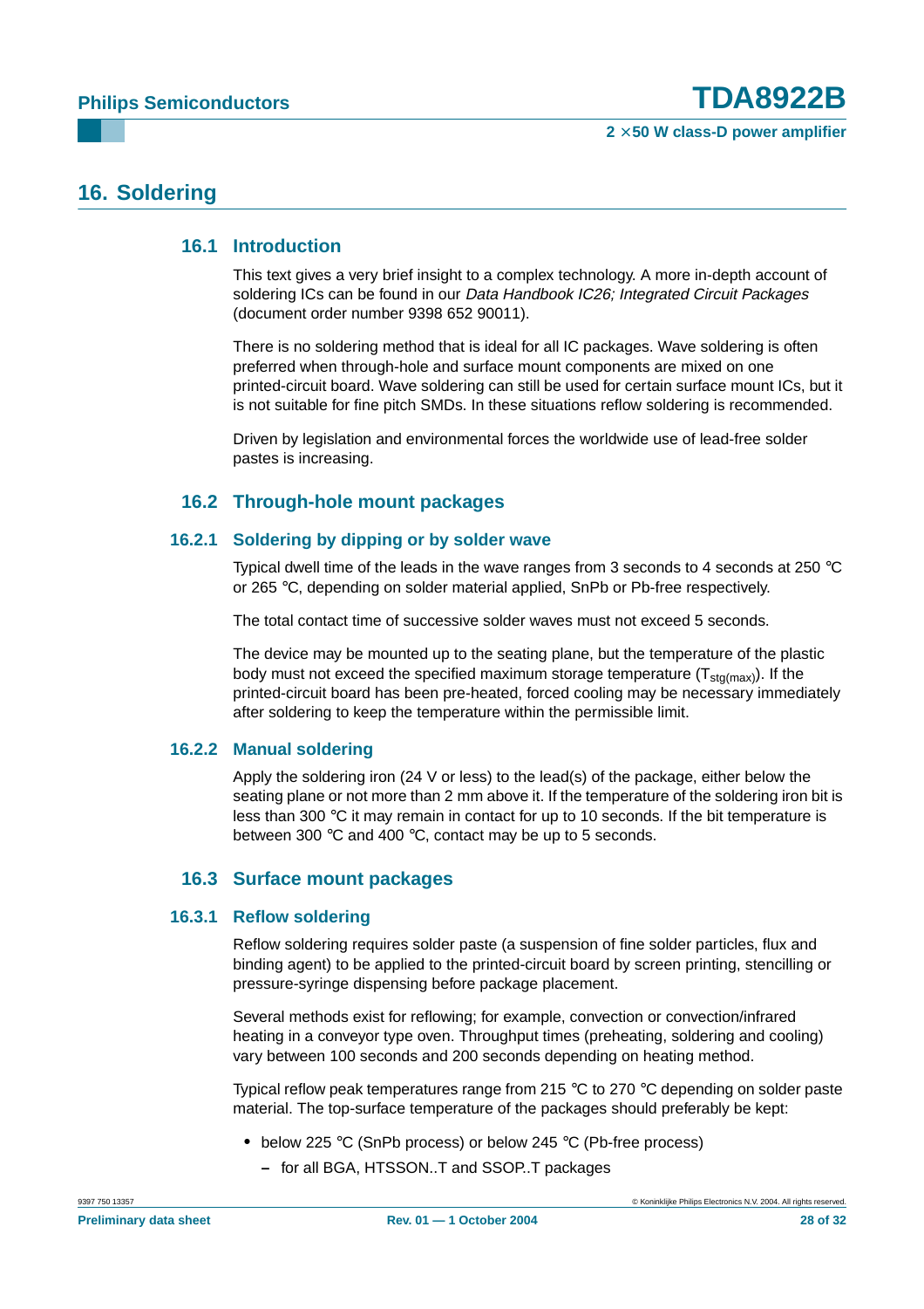## 16. Soldering

### 16.1 Introduction

This text gives a very brief insight to a complex technology. A more in-depth account of soldering ICs can be found in our *Data Handbook IC26; Integrated Circuit Packages* (document order number 9398 652 90011).

There is no soldering method that is ideal for all IC packages. Wave soldering is often preferred when through-hole and surface mount components are mixed on one printed-circuit board. Wave soldering can still be used for certain surface mount ICs, but it is not suitable for fine pitch SMDs. In these situations reflow soldering is recommended.

Driven by legislation and environmental forces the worldwide use of lead-free solder pastes is increasing.

### 16.2 Through-hole mount packages

#### 16.2.1 Soldering by dipping or by solder wave

Typical dwell time of the leads in the wave ranges from 3 seconds to 4 seconds at 250 °C or 265 °C, depending on solder material applied, SnPb or Pb-free respectively.

The total contact time of successive solder waves must not exceed 5 seconds.

The device may be mounted up to the seating plane, but the temperature of the plastic body must not exceed the specified maximum storage temperature ($T_{stg(max)}$). If the printed-circuit board has been pre-heated, forced cooling may be necessary immediately after soldering to keep the temperature within the permissible limit.

#### 16.2.2 Manual soldering

Apply the soldering iron (24 V or less) to the lead(s) of the package, either below the seating plane or not more than 2 mm above it. If the temperature of the soldering iron bit is less than 300 °C it may remain in contact for up to 10 seconds. If the bit temperature is between 300 °C and 400 °C, contact may be up to 5 seconds.

### 16.3 Surface mount packages

#### 16.3.1 Reflow soldering

Reflow soldering requires solder paste (a suspension of fine solder particles, flux and binding agent) to be applied to the printed-circuit board by screen printing, stencilling or pressure-syringe dispensing before package placement.

Several methods exist for reflowing; for example, convection or convection/infrared heating in a conveyor type oven. Throughput times (preheating, soldering and cooling) vary between 100 seconds and 200 seconds depending on heating method.

Typical reflow peak temperatures range from 215 °C to 270 °C depending on solder paste material. The top-surface temperature of the packages should preferably be kept:

- below 225 °C (SnPb process) or below 245 °C (Pb-free process)
  - for all BGA, HTSSON..T and SSOP..T packages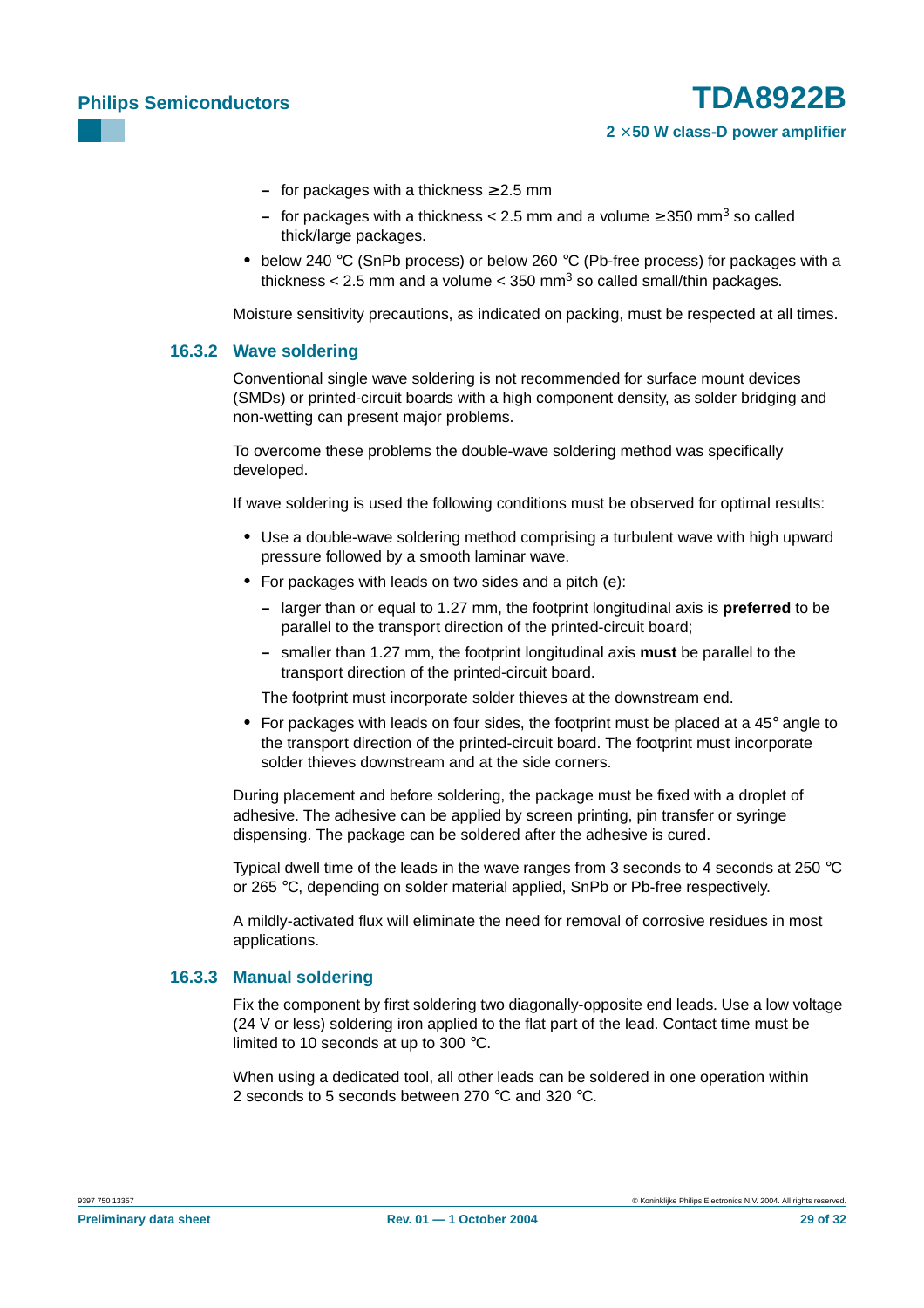- for packages with a thickness ≥ 2.5 mm
  - for packages with a thickness < 2.5 mm and a volume ≥ 350 $mm^3$ so called thick/large packages.
- below 240 °C (SnPb process) or below 260 °C (Pb-free process) for packages with a thickness < 2.5 mm and a volume < 350 $mm^3$ so called small/thin packages.

Moisture sensitivity precautions, as indicated on packing, must be respected at all times.

### 16.3.2 Wave soldering

Conventional single wave soldering is not recommended for surface mount devices (SMDs) or printed-circuit boards with a high component density, as solder bridging and non-wetting can present major problems.

To overcome these problems the double-wave soldering method was specifically developed.

If wave soldering is used the following conditions must be observed for optimal results:

- Use a double-wave soldering method comprising a turbulent wave with high upward pressure followed by a smooth laminar wave.
- For packages with leads on two sides and a pitch (e):
  - larger than or equal to 1.27 mm, the footprint longitudinal axis is **preferred** to be parallel to the transport direction of the printed-circuit board;
  - smaller than 1.27 mm, the footprint longitudinal axis **must** be parallel to the transport direction of the printed-circuit board.

  The footprint must incorporate solder thieves at the downstream end.
- For packages with leads on four sides, the footprint must be placed at a 45° angle to the transport direction of the printed-circuit board. The footprint must incorporate solder thieves downstream and at the side corners.

During placement and before soldering, the package must be fixed with a droplet of adhesive. The adhesive can be applied by screen printing, pin transfer or syringe dispensing. The package can be soldered after the adhesive is cured.

Typical dwell time of the leads in the wave ranges from 3 seconds to 4 seconds at 250 °C or 265 °C, depending on solder material applied, SnPb or Pb-free respectively.

A mildly-activated flux will eliminate the need for removal of corrosive residues in most applications.

### 16.3.3 Manual soldering

Fix the component by first soldering two diagonally-opposite end leads. Use a low voltage (24 V or less) soldering iron applied to the flat part of the lead. Contact time must be limited to 10 seconds at up to 300 °C.

When using a dedicated tool, all other leads can be soldered in one operation within 2 seconds to 5 seconds between 270 °C and 320 °C.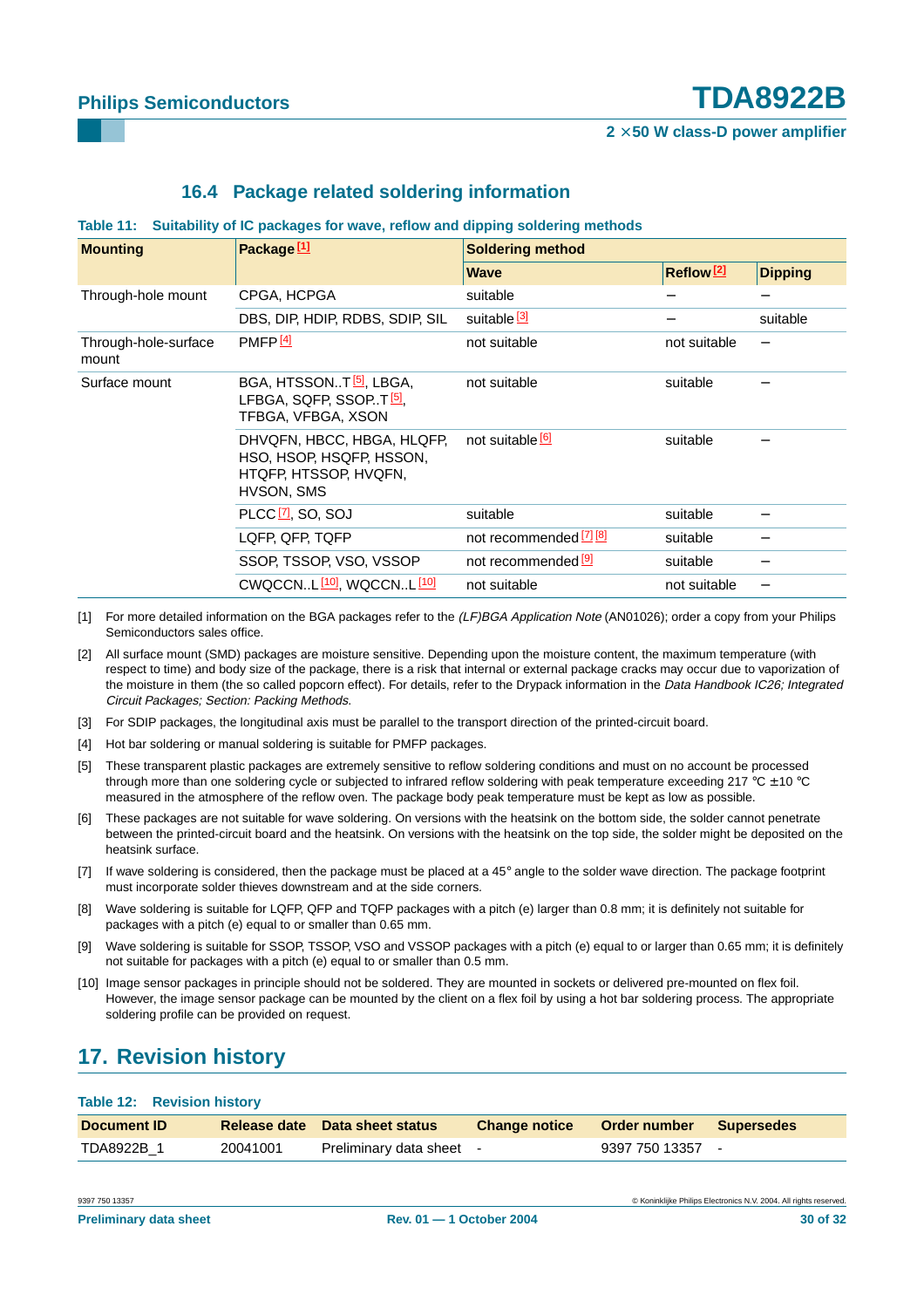### 16.4 Package related soldering information

**Table 11: Suitability of IC packages for wave, reflow and dipping soldering methods**

| Mounting | Package [1] | Soldering method | | |
|---|---|---|---|---|
| | | Wave | Reflow [2] | Dipping |
| Through-hole mount | CPGA, HCPGA | suitable | − | − |
| | DBS, DIP, HDIP, RDBS, SDIP, SIL | suitable [3] | − | suitable |
| Through-hole-surface mount | PMFP [4] | not suitable | not suitable | − |
| Surface mount | BGA, HTSSON..T [5], LBGA, LFBGA, SQFP, SSOP..T [5], TFBGA, VFBGA, XSON | not suitable | suitable | − |
| | DHVQFN, HBCC, HBGA, HLQFP, HSO, HSOP, HSQFP, HSSON, HTQFP, HTSSOP, HVQFN, HVSON, SMS | not suitable [6] | suitable | − |
| | PLCC [7], SO, SOJ | suitable | suitable | − |
| | LQFP, QFP, TQFP | not recommended [7] [8] | suitable | − |
| | SSOP, TSSOP, VSO, VSSOP | not recommended [9] | suitable | − |
| | CWQCCN..L [10], WQCCN..L [10] | not suitable | not suitable | − |

[1] For more detailed information on the BGA packages refer to the *(LF)BGA Application Note* (AN01026); order a copy from your Philips Semiconductors sales office.

[2] All surface mount (SMD) packages are moisture sensitive. Depending upon the moisture content, the maximum temperature (with respect to time) and body size of the package, there is a risk that internal or external package cracks may occur due to vaporization of the moisture in them (the so called popcorn effect). For details, refer to the Drypack information in the *Data Handbook IC26; Integrated Circuit Packages; Section: Packing Methods*.

[3] For SDIP packages, the longitudinal axis must be parallel to the transport direction of the printed-circuit board.

[4] Hot bar soldering or manual soldering is suitable for PMFP packages.

[5] These transparent plastic packages are extremely sensitive to reflow soldering conditions and must on no account be processed through more than one soldering cycle or subjected to infrared reflow soldering with peak temperature exceeding 217 °C ± 10 °C measured in the atmosphere of the reflow oven. The package body peak temperature must be kept as low as possible.

[6] These packages are not suitable for wave soldering. On versions with the heatsink on the bottom side, the solder cannot penetrate between the printed-circuit board and the heatsink. On versions with the heatsink on the top side, the solder might be deposited on the heatsink surface.

[7] If wave soldering is considered, then the package must be placed at a 45° angle to the solder wave direction. The package footprint must incorporate solder thieves downstream and at the side corners.

[8] Wave soldering is suitable for LQFP, QFP and TQFP packages with a pitch (e) larger than 0.8 mm; it is definitely not suitable for packages with a pitch (e) equal to or smaller than 0.65 mm.

[9] Wave soldering is suitable for SSOP, TSSOP, VSO and VSSOP packages with a pitch (e) equal to or larger than 0.65 mm; it is definitely not suitable for packages with a pitch (e) equal to or smaller than 0.5 mm.

[10] Image sensor packages in principle should not be soldered. They are mounted in sockets or delivered pre-mounted on flex foil. However, the image sensor package can be mounted by the client on a flex foil by using a hot bar soldering process. The appropriate soldering profile can be provided on request.

## 17. Revision history

**Table 12: Revision history**

| Document ID | Release date | Data sheet status | Change notice | Order number | Supersedes |
|---|---|---|---|---|---|
| TDA8922B_1 | 20041001 | Preliminary data sheet | - | 9397 750 13357 | - |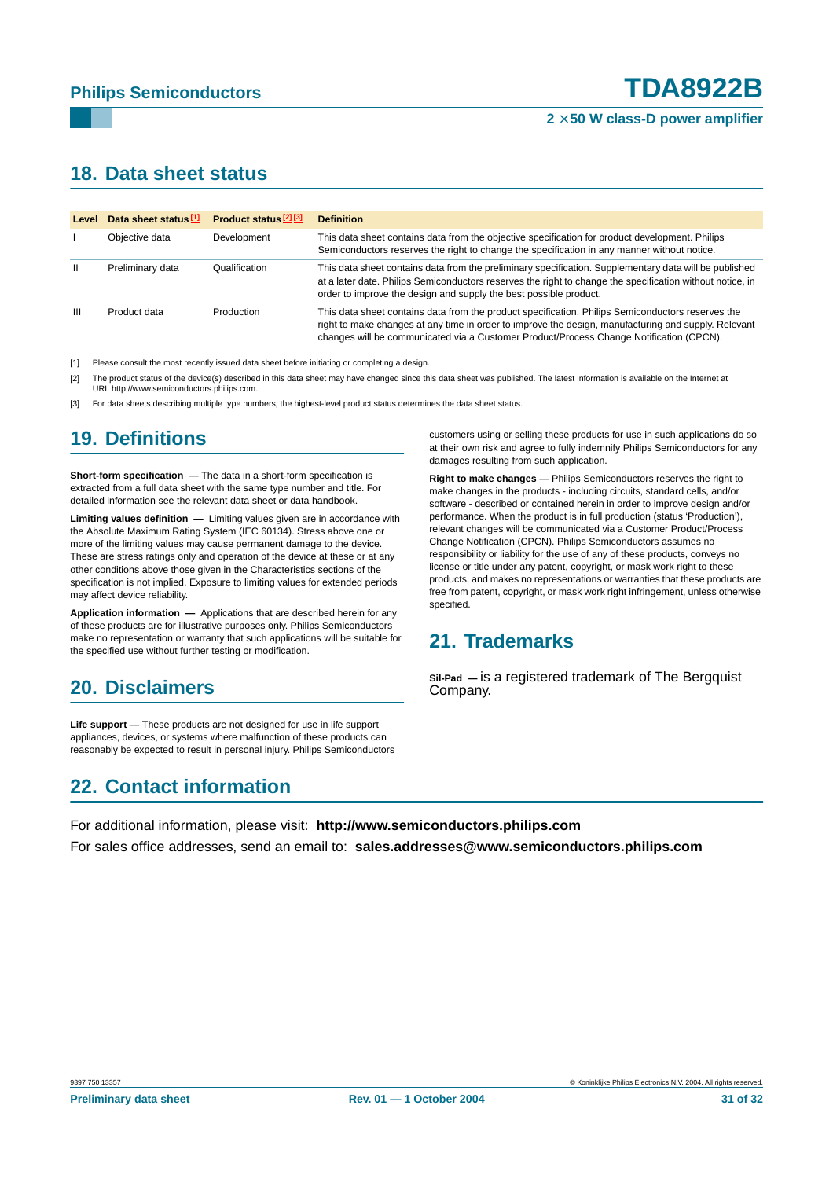## 18. Data sheet status

| Level | Data sheet status [1] | Product status [2] [3] | Definition |
|---|---|---|---|
| I | Objective data | Development | This data sheet contains data from the objective specification for product development. Philips Semiconductors reserves the right to change the specification in any manner without notice. |
| II | Preliminary data | Qualification | This data sheet contains data from the preliminary specification. Supplementary data will be published at a later date. Philips Semiconductors reserves the right to change the specification without notice, in order to improve the design and supply the best possible product. |
| III | Product data | Production | This data sheet contains data from the product specification. Philips Semiconductors reserves the right to make changes at any time in order to improve the design, manufacturing and supply. Relevant changes will be communicated via a Customer Product/Process Change Notification (CPCN). |

[1] Please consult the most recently issued data sheet before initiating or completing a design.

[2] The product status of the device(s) described in this data sheet may have changed since this data sheet was published. The latest information is available on the Internet at URL http://www.semiconductors.philips.com.

[3] For data sheets describing multiple type numbers, the highest-level product status determines the data sheet status.

## 19. Definitions

**Short-form specification —** The data in a short-form specification is extracted from a full data sheet with the same type number and title. For detailed information see the relevant data sheet or data handbook.

**Limiting values definition —** Limiting values given are in accordance with the Absolute Maximum Rating System (IEC 60134). Stress above one or more of the limiting values may cause permanent damage to the device. These are stress ratings only and operation of the device at these or at any other conditions above those given in the Characteristics sections of the specification is not implied. Exposure to limiting values for extended periods may affect device reliability.

**Application information —** Applications that are described herein for any of these products are for illustrative purposes only. Philips Semiconductors make no representation or warranty that such applications will be suitable for the specified use without further testing or modification.

## 20. Disclaimers

**Life support —** These products are not designed for use in life support appliances, devices, or systems where malfunction of these products can reasonably be expected to result in personal injury. Philips Semiconductors customers using or selling these products for use in such applications do so at their own risk and agree to fully indemnify Philips Semiconductors for any damages resulting from such application.

**Right to make changes —** Philips Semiconductors reserves the right to make changes in the products - including circuits, standard cells, and/or software - described or contained herein in order to improve design and/or performance. When the product is in full production (status 'Production'), relevant changes will be communicated via a Customer Product/Process Change Notification (CPCN). Philips Semiconductors assumes no responsibility or liability for the use of any of these products, conveys no license or title under any patent, copyright, or mask work right to these products, and makes no representations or warranties that these products are free from patent, copyright, or mask work right infringement, unless otherwise specified.

## 21. Trademarks

**Sil-Pad** — is a registered trademark of The Bergquist Company.

## 22. Contact information

For additional information, please visit: **http://www.semiconductors.philips.com**

For sales office addresses, send an email to: **sales.addresses@www.semiconductors.philips.com**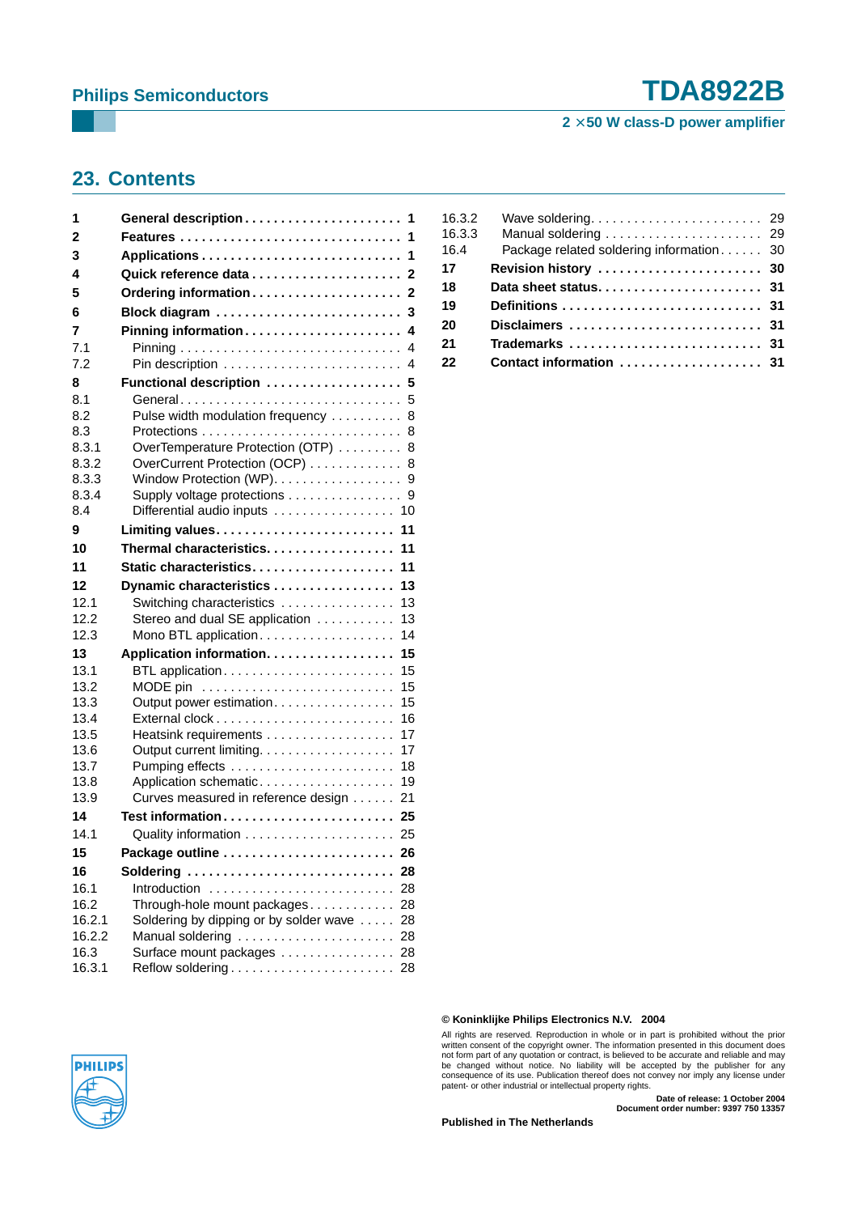## 23. Contents

| | | |
|---|---|---|
| **1** | **General description** | **1** |
| **2** | **Features** | **1** |
| **3** | **Applications** | **1** |
| **4** | **Quick reference data** | **2** |
| **5** | **Ordering information** | **2** |
| **6** | **Block diagram** | **3** |
| **7** | **Pinning information** | **4** |
| 7.1 | Pinning | 4 |
| 7.2 | Pin description | 4 |
| **8** | **Functional description** | **5** |
| 8.1 | General | 5 |
| 8.2 | Pulse width modulation frequency | 8 |
| 8.3 | Protections | 8 |
| 8.3.1 | OverTemperature Protection (OTP) | 8 |
| 8.3.2 | OverCurrent Protection (OCP) | 8 |
| 8.3.3 | Window Protection (WP) | 9 |
| 8.3.4 | Supply voltage protections | 9 |
| 8.4 | Differential audio inputs | 10 |
| **9** | **Limiting values** | **11** |
| **10** | **Thermal characteristics** | **11** |
| **11** | **Static characteristics** | **11** |
| **12** | **Dynamic characteristics** | **13** |
| 12.1 | Switching characteristics | 13 |
| 12.2 | Stereo and dual SE application | 13 |
| 12.3 | Mono BTL application | 14 |
| **13** | **Application information** | **15** |
| 13.1 | BTL application | 15 |
| 13.2 | MODE pin | 15 |
| 13.3 | Output power estimation | 15 |
| 13.4 | External clock | 16 |
| 13.5 | Heatsink requirements | 17 |
| 13.6 | Output current limiting | 17 |
| 13.7 | Pumping effects | 18 |
| 13.8 | Application schematic | 19 |
| 13.9 | Curves measured in reference design | 21 |
| **14** | **Test information** | **25** |
| 14.1 | Quality information | 25 |
| **15** | **Package outline** | **26** |
| **16** | **Soldering** | **28** |
| 16.1 | Introduction | 28 |
| 16.2 | Through-hole mount packages | 28 |
| 16.2.1 | Soldering by dipping or by solder wave | 28 |
| 16.2.2 | Manual soldering | 28 |
| 16.3 | Surface mount packages | 28 |
| 16.3.1 | Reflow soldering | 28 |
| 16.3.2 | Wave soldering | 29 |
| 16.3.3 | Manual soldering | 29 |
| 16.4 | Package related soldering information | 30 |
| **17** | **Revision history** | **30** |
| **18** | **Data sheet status** | **31** |
| **19** | **Definitions** | **31** |
| **20** | **Disclaimers** | **31** |
| **21** | **Trademarks** | **31** |
| **22** | **Contact information** | **31** |

**© Koninklijke Philips Electronics N.V. 2004**

All rights are reserved. Reproduction in whole or in part is prohibited without the prior written consent of the copyright owner. The information presented in this document does not form part of any quotation or contract, is believed to be accurate and reliable and may be changed without notice. No liability will be accepted by the publisher for any consequence of its use. Publication thereof does not convey nor imply any license under patent- or other industrial or intellectual property rights.

**Date of release: 1 October 2004**
**Document order number: 9397 750 13357**

**Published in The Netherlands**